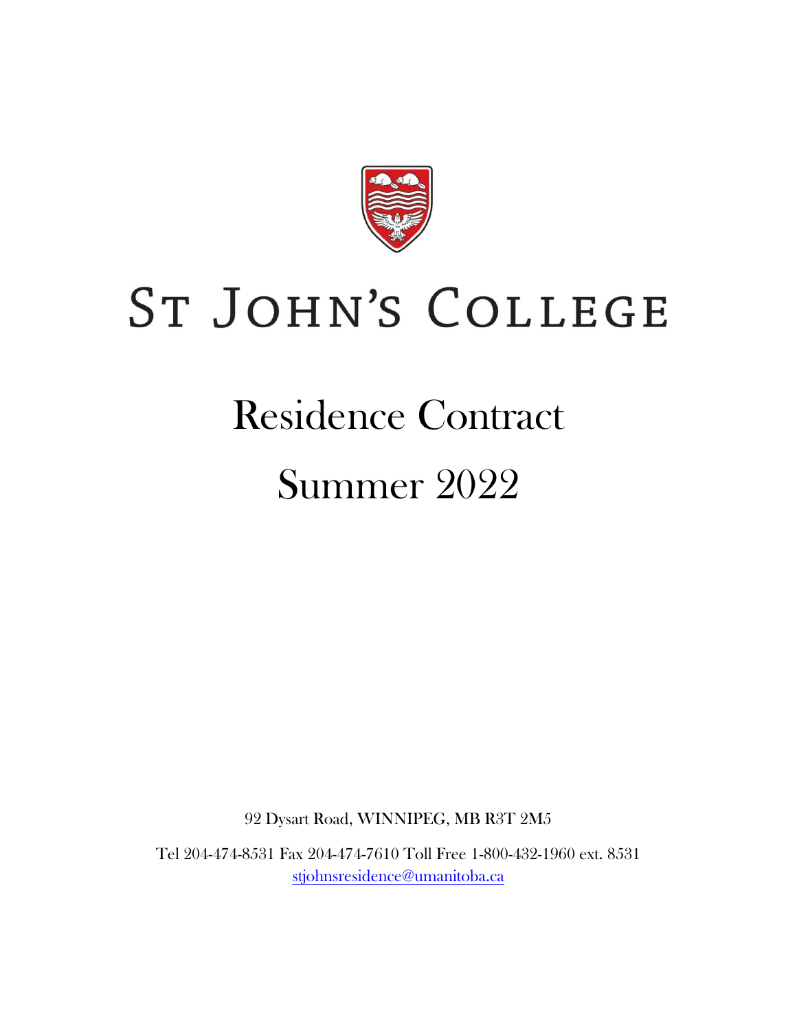# St John's College

# Residence Contract

# Summer 2022

92 Dysart Road, WINNIPEG, MB R3T 2M5

Tel 204-474-8531 Fax 204-474-7610 Toll Free 1-800-432-1960 ext. 8531
stjohnsresidence@umanitoba.ca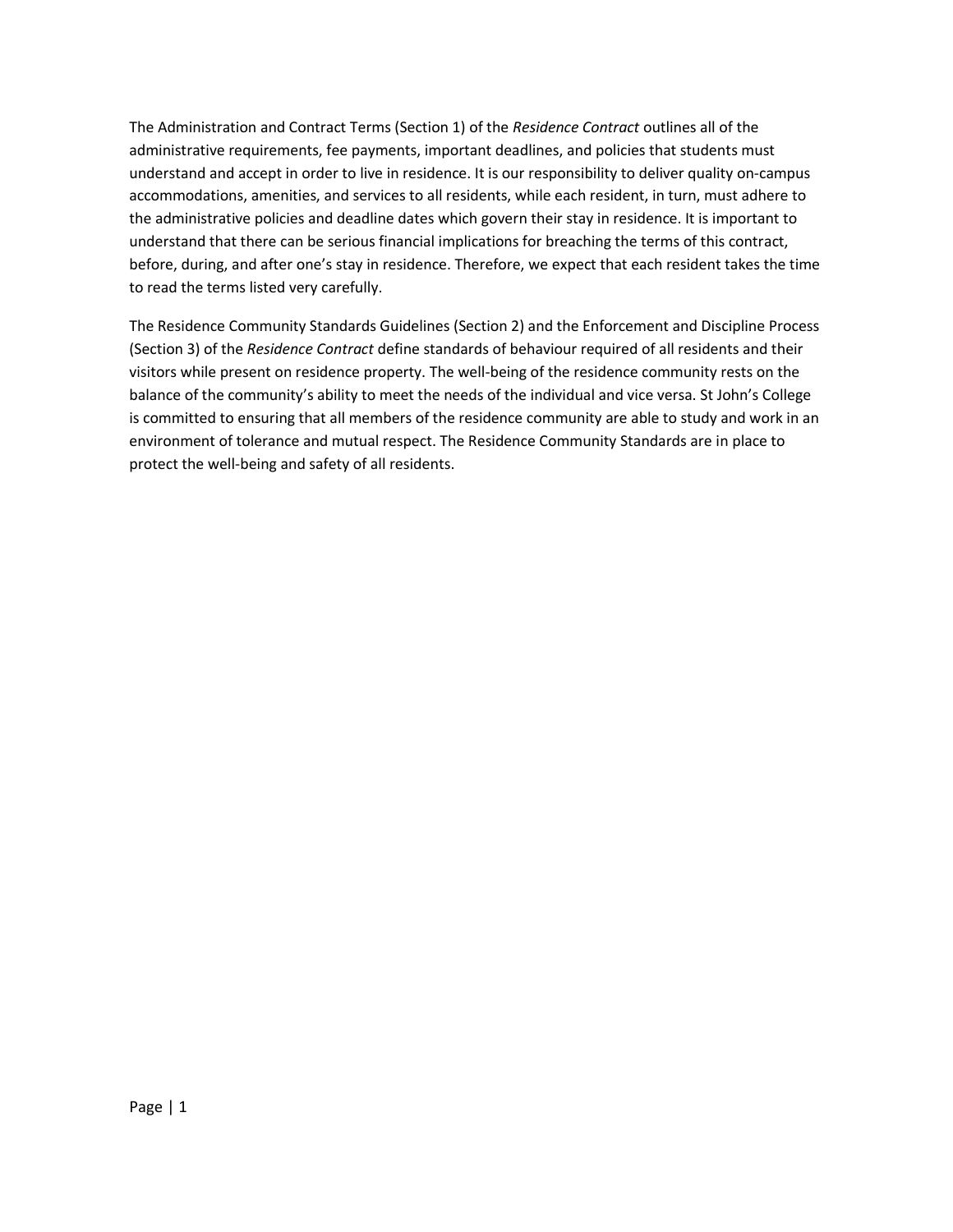The Administration and Contract Terms (Section 1) of the *Residence Contract* outlines all of the administrative requirements, fee payments, important deadlines, and policies that students must understand and accept in order to live in residence. It is our responsibility to deliver quality on-campus accommodations, amenities, and services to all residents, while each resident, in turn, must adhere to the administrative policies and deadline dates which govern their stay in residence. It is important to understand that there can be serious financial implications for breaching the terms of this contract, before, during, and after one's stay in residence. Therefore, we expect that each resident takes the time to read the terms listed very carefully.

The Residence Community Standards Guidelines (Section 2) and the Enforcement and Discipline Process (Section 3) of the *Residence Contract* define standards of behaviour required of all residents and their visitors while present on residence property. The well-being of the residence community rests on the balance of the community's ability to meet the needs of the individual and vice versa. St John's College is committed to ensuring that all members of the residence community are able to study and work in an environment of tolerance and mutual respect. The Residence Community Standards are in place to protect the well-being and safety of all residents.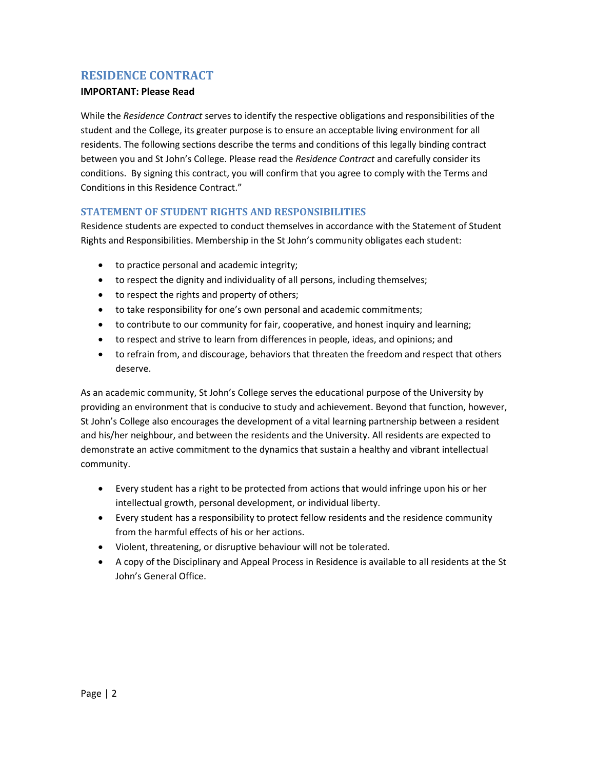## RESIDENCE CONTRACT

**IMPORTANT: Please Read**

While the *Residence Contract* serves to identify the respective obligations and responsibilities of the student and the College, its greater purpose is to ensure an acceptable living environment for all residents. The following sections describe the terms and conditions of this legally binding contract between you and St John's College. Please read the *Residence Contract* and carefully consider its conditions. By signing this contract, you will confirm that you agree to comply with the Terms and Conditions in this Residence Contract."

### STATEMENT OF STUDENT RIGHTS AND RESPONSIBILITIES

Residence students are expected to conduct themselves in accordance with the Statement of Student Rights and Responsibilities. Membership in the St John's community obligates each student:

- to practice personal and academic integrity;
- to respect the dignity and individuality of all persons, including themselves;
- to respect the rights and property of others;
- to take responsibility for one's own personal and academic commitments;
- to contribute to our community for fair, cooperative, and honest inquiry and learning;
- to respect and strive to learn from differences in people, ideas, and opinions; and
- to refrain from, and discourage, behaviors that threaten the freedom and respect that others deserve.

As an academic community, St John's College serves the educational purpose of the University by providing an environment that is conducive to study and achievement. Beyond that function, however, St John's College also encourages the development of a vital learning partnership between a resident and his/her neighbour, and between the residents and the University. All residents are expected to demonstrate an active commitment to the dynamics that sustain a healthy and vibrant intellectual community.

- Every student has a right to be protected from actions that would infringe upon his or her intellectual growth, personal development, or individual liberty.
- Every student has a responsibility to protect fellow residents and the residence community from the harmful effects of his or her actions.
- Violent, threatening, or disruptive behaviour will not be tolerated.
- A copy of the Disciplinary and Appeal Process in Residence is available to all residents at the St John's General Office.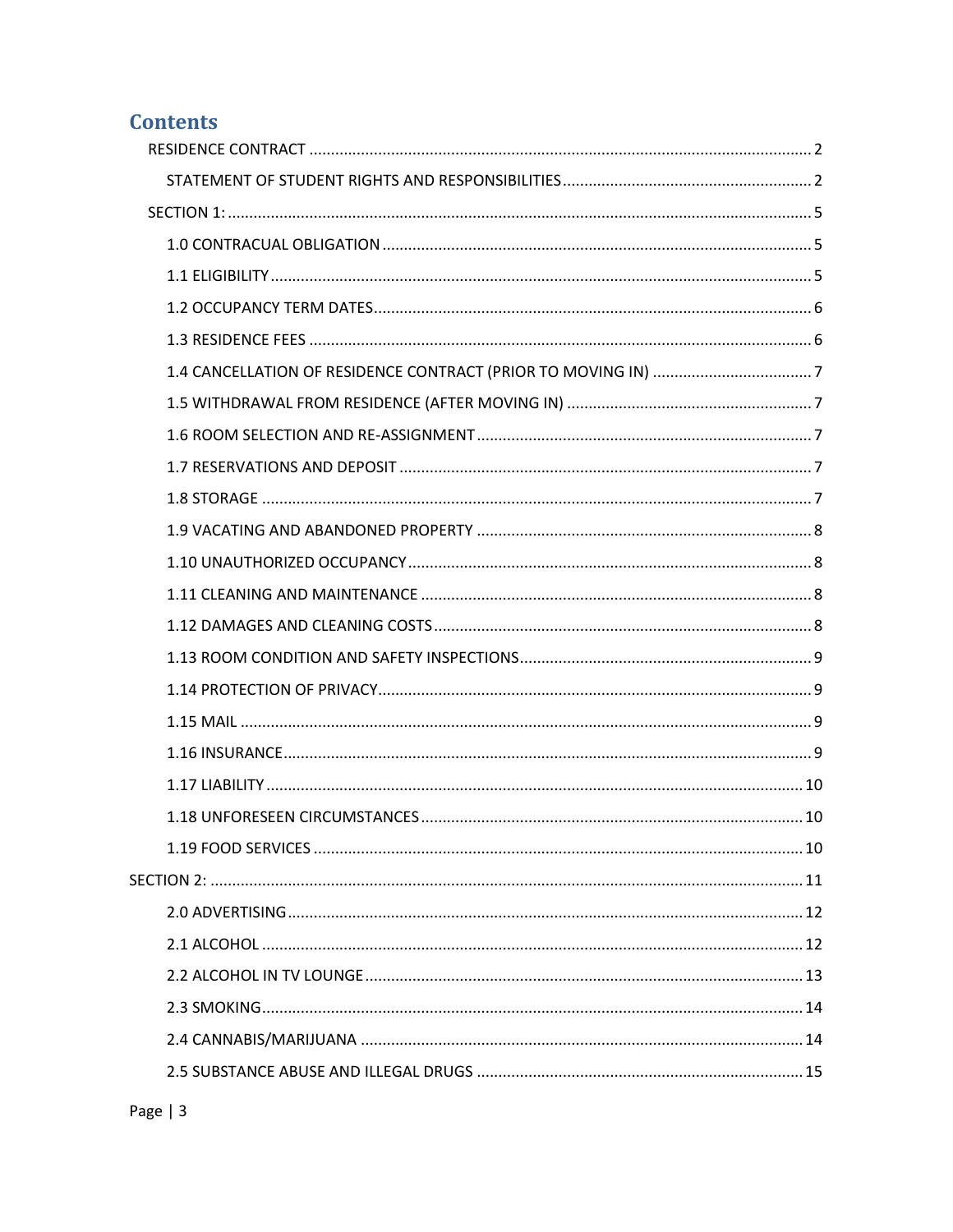# Contents

- RESIDENCE CONTRACT ........ 2
  - STATEMENT OF STUDENT RIGHTS AND RESPONSIBILITIES ........ 2
- SECTION 1: ........ 5
  - 1.0 CONTRACUAL OBLIGATION ........ 5
  - 1.1 ELIGIBILITY ........ 5
  - 1.2 OCCUPANCY TERM DATES ........ 6
  - 1.3 RESIDENCE FEES ........ 6
  - 1.4 CANCELLATION OF RESIDENCE CONTRACT (PRIOR TO MOVING IN) ........ 7
  - 1.5 WITHDRAWAL FROM RESIDENCE (AFTER MOVING IN) ........ 7
  - 1.6 ROOM SELECTION AND RE-ASSIGNMENT ........ 7
  - 1.7 RESERVATIONS AND DEPOSIT ........ 7
  - 1.8 STORAGE ........ 7
  - 1.9 VACATING AND ABANDONED PROPERTY ........ 8
  - 1.10 UNAUTHORIZED OCCUPANCY ........ 8
  - 1.11 CLEANING AND MAINTENANCE ........ 8
  - 1.12 DAMAGES AND CLEANING COSTS ........ 8
  - 1.13 ROOM CONDITION AND SAFETY INSPECTIONS ........ 9
  - 1.14 PROTECTION OF PRIVACY ........ 9
  - 1.15 MAIL ........ 9
  - 1.16 INSURANCE ........ 9
  - 1.17 LIABILITY ........ 10
  - 1.18 UNFORESEEN CIRCUMSTANCES ........ 10
  - 1.19 FOOD SERVICES ........ 10
- SECTION 2: ........ 11
  - 2.0 ADVERTISING ........ 12
  - 2.1 ALCOHOL ........ 12
  - 2.2 ALCOHOL IN TV LOUNGE ........ 13
  - 2.3 SMOKING ........ 14
  - 2.4 CANNABIS/MARIJUANA ........ 14
  - 2.5 SUBSTANCE ABUSE AND ILLEGAL DRUGS ........ 15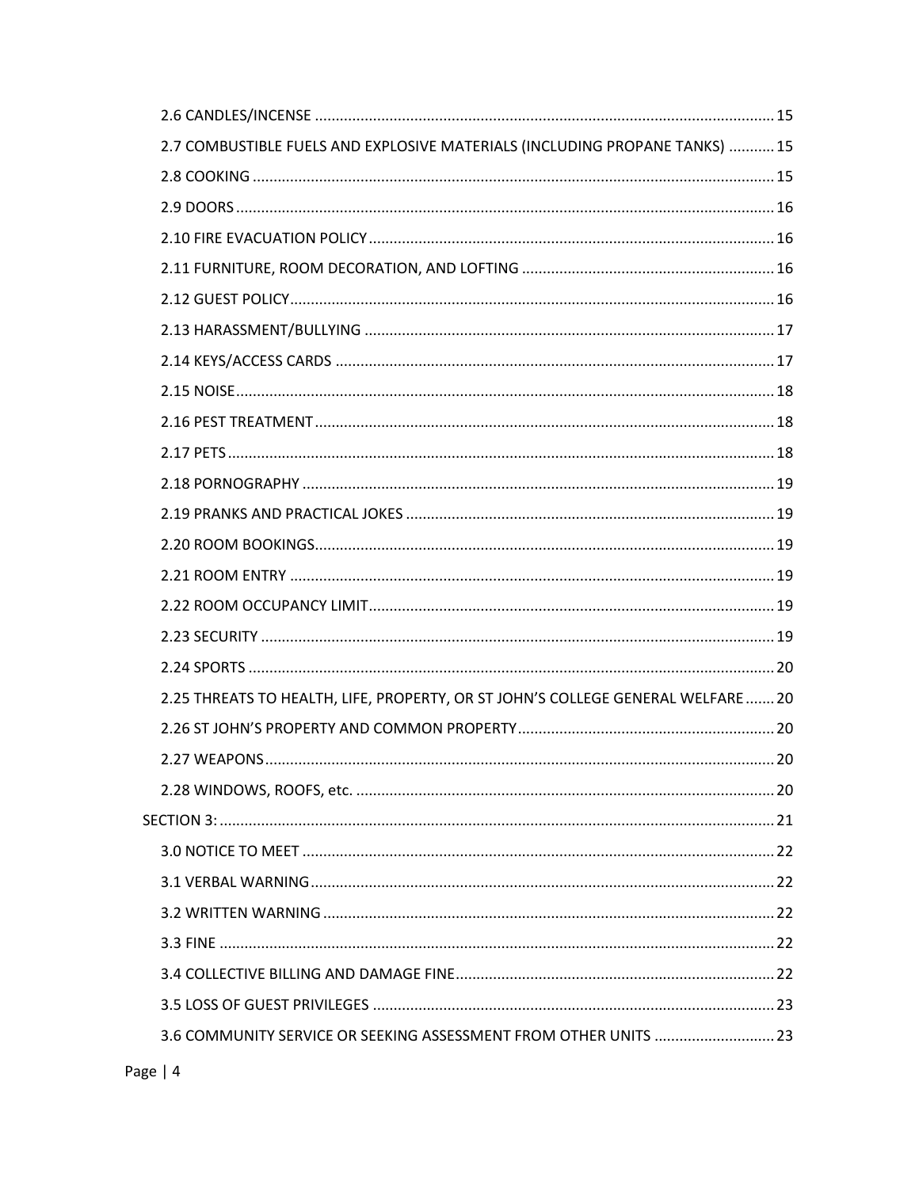2.6 CANDLES/INCENSE ........ 15

2.7 COMBUSTIBLE FUELS AND EXPLOSIVE MATERIALS (INCLUDING PROPANE TANKS) ........ 15

2.8 COOKING ........ 15

2.9 DOORS ........ 16

2.10 FIRE EVACUATION POLICY ........ 16

2.11 FURNITURE, ROOM DECORATION, AND LOFTING ........ 16

2.12 GUEST POLICY ........ 16

2.13 HARASSMENT/BULLYING ........ 17

2.14 KEYS/ACCESS CARDS ........ 17

2.15 NOISE ........ 18

2.16 PEST TREATMENT ........ 18

2.17 PETS ........ 18

2.18 PORNOGRAPHY ........ 19

2.19 PRANKS AND PRACTICAL JOKES ........ 19

2.20 ROOM BOOKINGS ........ 19

2.21 ROOM ENTRY ........ 19

2.22 ROOM OCCUPANCY LIMIT ........ 19

2.23 SECURITY ........ 19

2.24 SPORTS ........ 20

2.25 THREATS TO HEALTH, LIFE, PROPERTY, OR ST JOHN'S COLLEGE GENERAL WELFARE ........ 20

2.26 ST JOHN'S PROPERTY AND COMMON PROPERTY ........ 20

2.27 WEAPONS ........ 20

2.28 WINDOWS, ROOFS, etc. ........ 20

SECTION 3: ........ 21

3.0 NOTICE TO MEET ........ 22

3.1 VERBAL WARNING ........ 22

3.2 WRITTEN WARNING ........ 22

3.3 FINE ........ 22

3.4 COLLECTIVE BILLING AND DAMAGE FINE ........ 22

3.5 LOSS OF GUEST PRIVILEGES ........ 23

3.6 COMMUNITY SERVICE OR SEEKING ASSESSMENT FROM OTHER UNITS ........ 23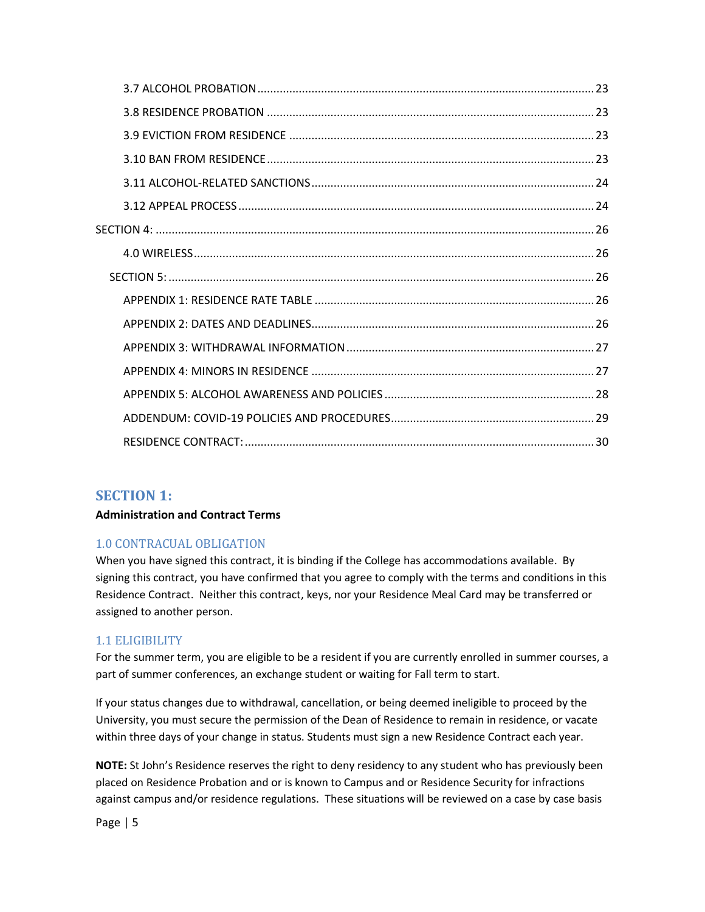3.7 ALCOHOL PROBATION ........................................................................................................ 23

3.8 RESIDENCE PROBATION ..................................................................................................... 23

3.9 EVICTION FROM RESIDENCE .............................................................................................. 23

3.10 BAN FROM RESIDENCE ...................................................................................................... 23

3.11 ALCOHOL-RELATED SANCTIONS ........................................................................................ 24

3.12 APPEAL PROCESS .............................................................................................................. 24

SECTION 4: ....................................................................................................................................... 26

4.0 WIRELESS ............................................................................................................................ 26

SECTION 5: .................................................................................................................................... 26

APPENDIX 1: RESIDENCE RATE TABLE ...................................................................................... 26

APPENDIX 2: DATES AND DEADLINES ........................................................................................ 26

APPENDIX 3: WITHDRAWAL INFORMATION ............................................................................ 27

APPENDIX 4: MINORS IN RESIDENCE ........................................................................................ 27

APPENDIX 5: ALCOHOL AWARENESS AND POLICIES ................................................................. 28

ADDENDUM: COVID-19 POLICIES AND PROCEDURES ............................................................... 29

RESIDENCE CONTRACT: ............................................................................................................ 30

# SECTION 1:

**Administration and Contract Terms**

## 1.0 CONTRACUAL OBLIGATION

When you have signed this contract, it is binding if the College has accommodations available. By signing this contract, you have confirmed that you agree to comply with the terms and conditions in this Residence Contract. Neither this contract, keys, nor your Residence Meal Card may be transferred or assigned to another person.

## 1.1 ELIGIBILITY

For the summer term, you are eligible to be a resident if you are currently enrolled in summer courses, a part of summer conferences, an exchange student or waiting for Fall term to start.

If your status changes due to withdrawal, cancellation, or being deemed ineligible to proceed by the University, you must secure the permission of the Dean of Residence to remain in residence, or vacate within three days of your change in status. Students must sign a new Residence Contract each year.

**NOTE:** St John's Residence reserves the right to deny residency to any student who has previously been placed on Residence Probation and or is known to Campus and or Residence Security for infractions against campus and/or residence regulations. These situations will be reviewed on a case by case basis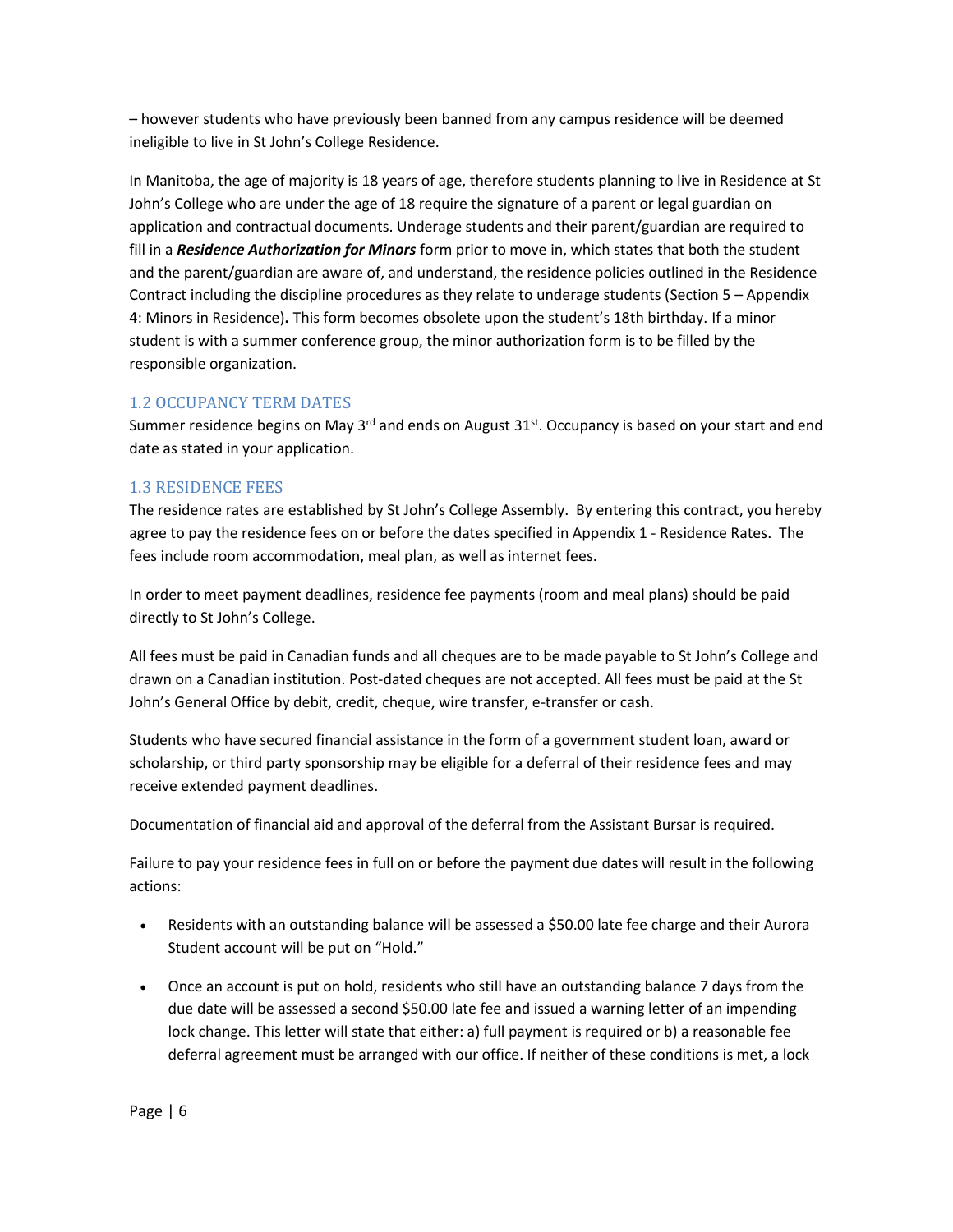– however students who have previously been banned from any campus residence will be deemed ineligible to live in St John's College Residence.

In Manitoba, the age of majority is 18 years of age, therefore students planning to live in Residence at St John's College who are under the age of 18 require the signature of a parent or legal guardian on application and contractual documents. Underage students and their parent/guardian are required to fill in a ***Residence Authorization for Minors*** form prior to move in, which states that both the student and the parent/guardian are aware of, and understand, the residence policies outlined in the Residence Contract including the discipline procedures as they relate to underage students (Section 5 – Appendix 4: Minors in Residence)**.** This form becomes obsolete upon the student's 18th birthday. If a minor student is with a summer conference group, the minor authorization form is to be filled by the responsible organization.

### 1.2 OCCUPANCY TERM DATES

Summer residence begins on May 3rd and ends on August 31st. Occupancy is based on your start and end date as stated in your application.

### 1.3 RESIDENCE FEES

The residence rates are established by St John's College Assembly. By entering this contract, you hereby agree to pay the residence fees on or before the dates specified in Appendix 1 - Residence Rates. The fees include room accommodation, meal plan, as well as internet fees.

In order to meet payment deadlines, residence fee payments (room and meal plans) should be paid directly to St John's College.

All fees must be paid in Canadian funds and all cheques are to be made payable to St John's College and drawn on a Canadian institution. Post-dated cheques are not accepted. All fees must be paid at the St John's General Office by debit, credit, cheque, wire transfer, e-transfer or cash.

Students who have secured financial assistance in the form of a government student loan, award or scholarship, or third party sponsorship may be eligible for a deferral of their residence fees and may receive extended payment deadlines.

Documentation of financial aid and approval of the deferral from the Assistant Bursar is required.

Failure to pay your residence fees in full on or before the payment due dates will result in the following actions:

- Residents with an outstanding balance will be assessed a $50.00 late fee charge and their Aurora Student account will be put on "Hold."
- Once an account is put on hold, residents who still have an outstanding balance 7 days from the due date will be assessed a second $50.00 late fee and issued a warning letter of an impending lock change. This letter will state that either: a) full payment is required or b) a reasonable fee deferral agreement must be arranged with our office. If neither of these conditions is met, a lock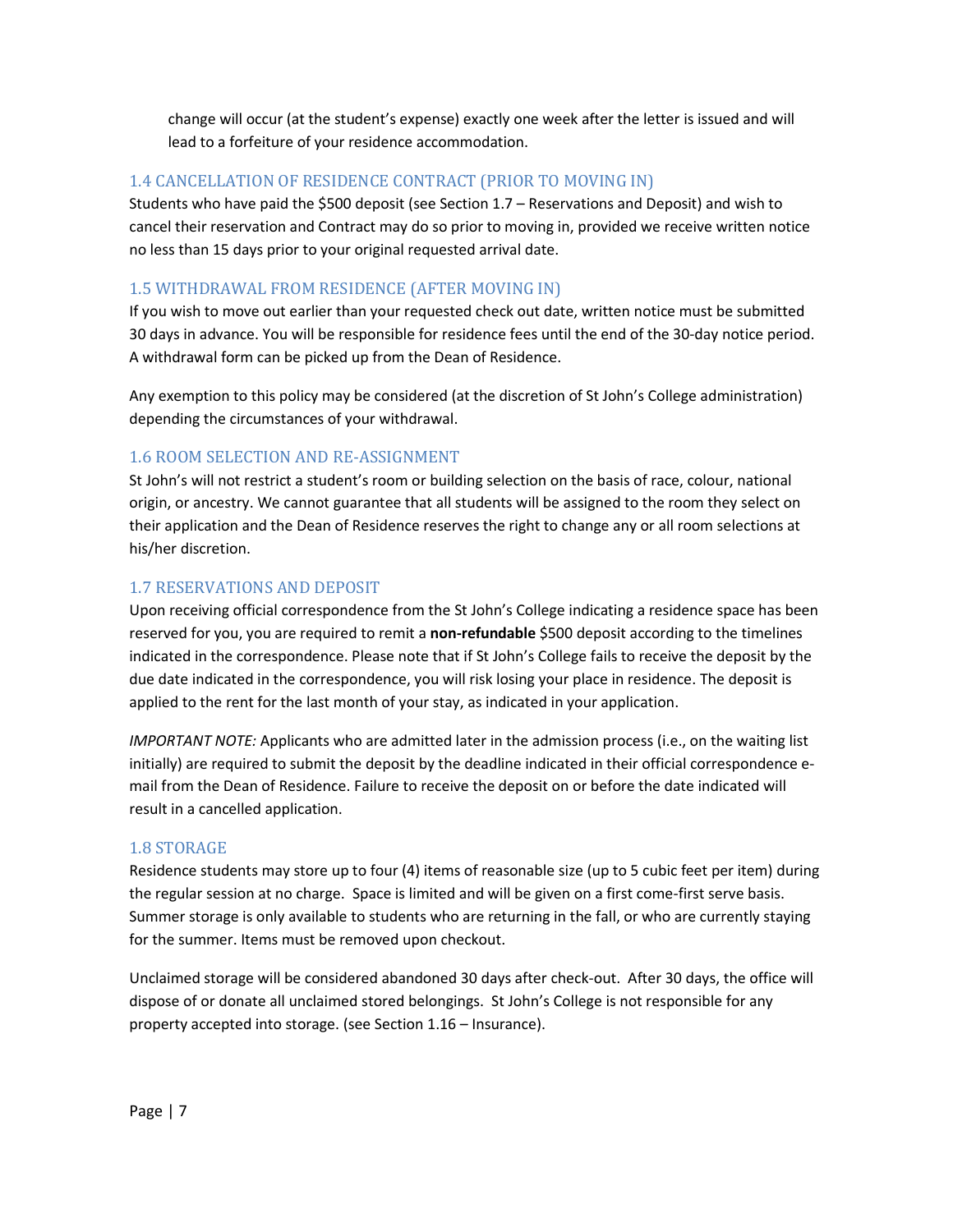change will occur (at the student's expense) exactly one week after the letter is issued and will lead to a forfeiture of your residence accommodation.

### 1.4 CANCELLATION OF RESIDENCE CONTRACT (PRIOR TO MOVING IN)

Students who have paid the $500 deposit (see Section 1.7 – Reservations and Deposit) and wish to cancel their reservation and Contract may do so prior to moving in, provided we receive written notice no less than 15 days prior to your original requested arrival date.

### 1.5 WITHDRAWAL FROM RESIDENCE (AFTER MOVING IN)

If you wish to move out earlier than your requested check out date, written notice must be submitted 30 days in advance. You will be responsible for residence fees until the end of the 30-day notice period. A withdrawal form can be picked up from the Dean of Residence.

Any exemption to this policy may be considered (at the discretion of St John's College administration) depending the circumstances of your withdrawal.

### 1.6 ROOM SELECTION AND RE-ASSIGNMENT

St John's will not restrict a student's room or building selection on the basis of race, colour, national origin, or ancestry. We cannot guarantee that all students will be assigned to the room they select on their application and the Dean of Residence reserves the right to change any or all room selections at his/her discretion.

### 1.7 RESERVATIONS AND DEPOSIT

Upon receiving official correspondence from the St John's College indicating a residence space has been reserved for you, you are required to remit a **non-refundable** $500 deposit according to the timelines indicated in the correspondence. Please note that if St John's College fails to receive the deposit by the due date indicated in the correspondence, you will risk losing your place in residence. The deposit is applied to the rent for the last month of your stay, as indicated in your application.

*IMPORTANT NOTE:* Applicants who are admitted later in the admission process (i.e., on the waiting list initially) are required to submit the deposit by the deadline indicated in their official correspondence e-mail from the Dean of Residence. Failure to receive the deposit on or before the date indicated will result in a cancelled application.

### 1.8 STORAGE

Residence students may store up to four (4) items of reasonable size (up to 5 cubic feet per item) during the regular session at no charge. Space is limited and will be given on a first come-first serve basis. Summer storage is only available to students who are returning in the fall, or who are currently staying for the summer. Items must be removed upon checkout.

Unclaimed storage will be considered abandoned 30 days after check-out. After 30 days, the office will dispose of or donate all unclaimed stored belongings. St John's College is not responsible for any property accepted into storage. (see Section 1.16 – Insurance).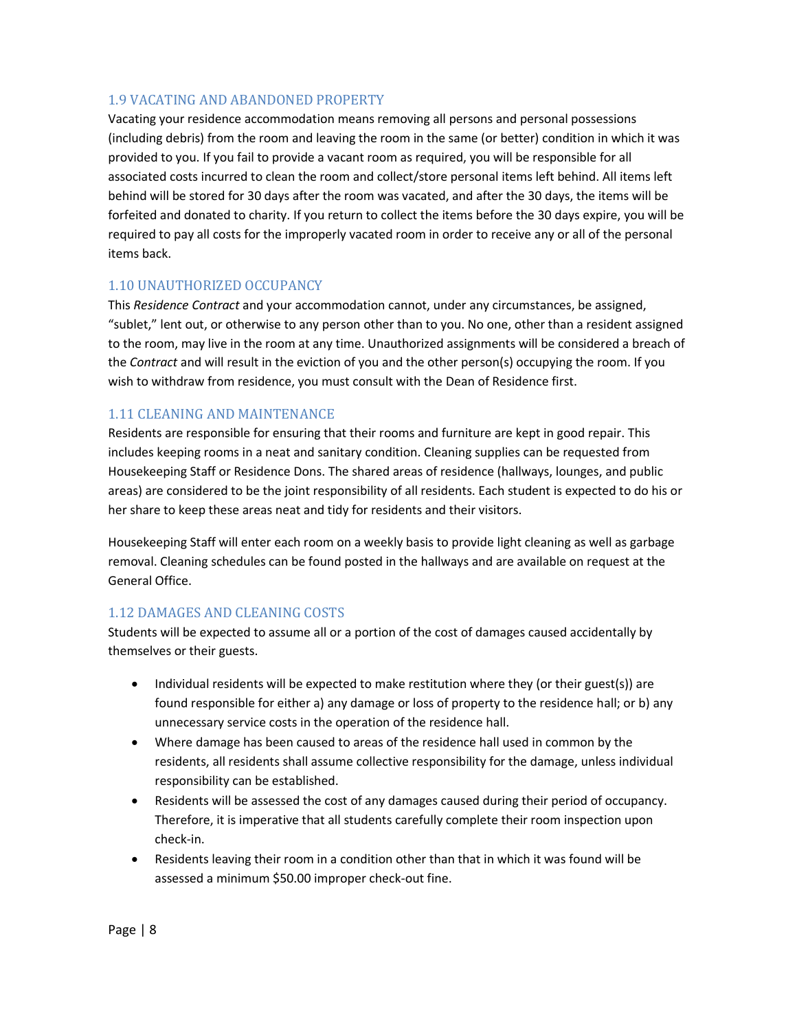### 1.9 VACATING AND ABANDONED PROPERTY

Vacating your residence accommodation means removing all persons and personal possessions (including debris) from the room and leaving the room in the same (or better) condition in which it was provided to you. If you fail to provide a vacant room as required, you will be responsible for all associated costs incurred to clean the room and collect/store personal items left behind. All items left behind will be stored for 30 days after the room was vacated, and after the 30 days, the items will be forfeited and donated to charity. If you return to collect the items before the 30 days expire, you will be required to pay all costs for the improperly vacated room in order to receive any or all of the personal items back.

### 1.10 UNAUTHORIZED OCCUPANCY

This *Residence Contract* and your accommodation cannot, under any circumstances, be assigned, "sublet," lent out, or otherwise to any person other than to you. No one, other than a resident assigned to the room, may live in the room at any time. Unauthorized assignments will be considered a breach of the *Contract* and will result in the eviction of you and the other person(s) occupying the room. If you wish to withdraw from residence, you must consult with the Dean of Residence first.

### 1.11 CLEANING AND MAINTENANCE

Residents are responsible for ensuring that their rooms and furniture are kept in good repair. This includes keeping rooms in a neat and sanitary condition. Cleaning supplies can be requested from Housekeeping Staff or Residence Dons. The shared areas of residence (hallways, lounges, and public areas) are considered to be the joint responsibility of all residents. Each student is expected to do his or her share to keep these areas neat and tidy for residents and their visitors.

Housekeeping Staff will enter each room on a weekly basis to provide light cleaning as well as garbage removal. Cleaning schedules can be found posted in the hallways and are available on request at the General Office.

### 1.12 DAMAGES AND CLEANING COSTS

Students will be expected to assume all or a portion of the cost of damages caused accidentally by themselves or their guests.

- Individual residents will be expected to make restitution where they (or their guest(s)) are found responsible for either a) any damage or loss of property to the residence hall; or b) any unnecessary service costs in the operation of the residence hall.
- Where damage has been caused to areas of the residence hall used in common by the residents, all residents shall assume collective responsibility for the damage, unless individual responsibility can be established.
- Residents will be assessed the cost of any damages caused during their period of occupancy. Therefore, it is imperative that all students carefully complete their room inspection upon check-in.
- Residents leaving their room in a condition other than that in which it was found will be assessed a minimum $50.00 improper check-out fine.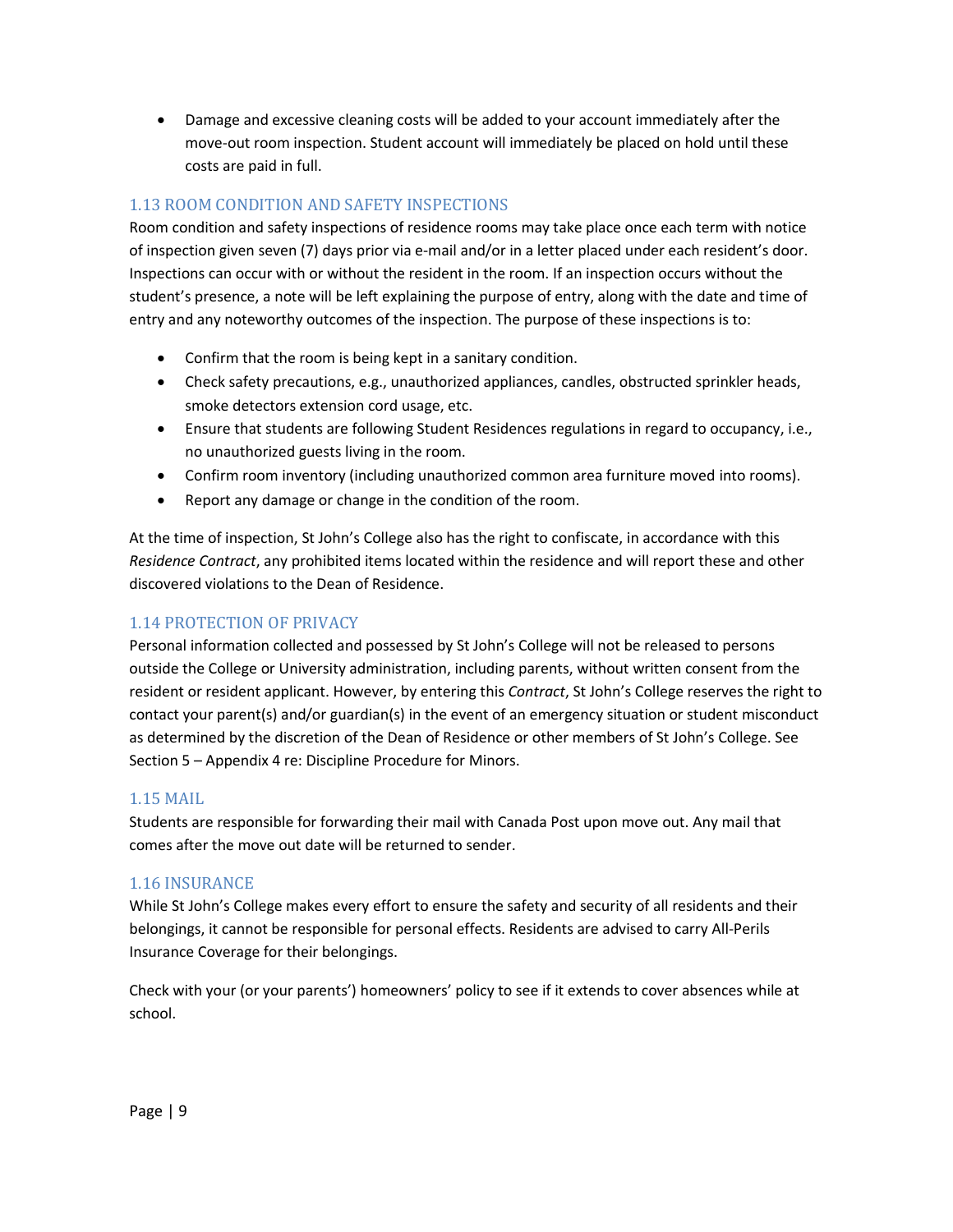- Damage and excessive cleaning costs will be added to your account immediately after the move-out room inspection. Student account will immediately be placed on hold until these costs are paid in full.

### 1.13 ROOM CONDITION AND SAFETY INSPECTIONS

Room condition and safety inspections of residence rooms may take place once each term with notice of inspection given seven (7) days prior via e-mail and/or in a letter placed under each resident's door. Inspections can occur with or without the resident in the room. If an inspection occurs without the student's presence, a note will be left explaining the purpose of entry, along with the date and time of entry and any noteworthy outcomes of the inspection. The purpose of these inspections is to:

- Confirm that the room is being kept in a sanitary condition.
- Check safety precautions, e.g., unauthorized appliances, candles, obstructed sprinkler heads, smoke detectors extension cord usage, etc.
- Ensure that students are following Student Residences regulations in regard to occupancy, i.e., no unauthorized guests living in the room.
- Confirm room inventory (including unauthorized common area furniture moved into rooms).
- Report any damage or change in the condition of the room.

At the time of inspection, St John's College also has the right to confiscate, in accordance with this *Residence Contract*, any prohibited items located within the residence and will report these and other discovered violations to the Dean of Residence.

### 1.14 PROTECTION OF PRIVACY

Personal information collected and possessed by St John's College will not be released to persons outside the College or University administration, including parents, without written consent from the resident or resident applicant. However, by entering this *Contract*, St John's College reserves the right to contact your parent(s) and/or guardian(s) in the event of an emergency situation or student misconduct as determined by the discretion of the Dean of Residence or other members of St John's College. See Section 5 – Appendix 4 re: Discipline Procedure for Minors.

### 1.15 MAIL

Students are responsible for forwarding their mail with Canada Post upon move out. Any mail that comes after the move out date will be returned to sender.

### 1.16 INSURANCE

While St John's College makes every effort to ensure the safety and security of all residents and their belongings, it cannot be responsible for personal effects. Residents are advised to carry All-Perils Insurance Coverage for their belongings.

Check with your (or your parents') homeowners' policy to see if it extends to cover absences while at school.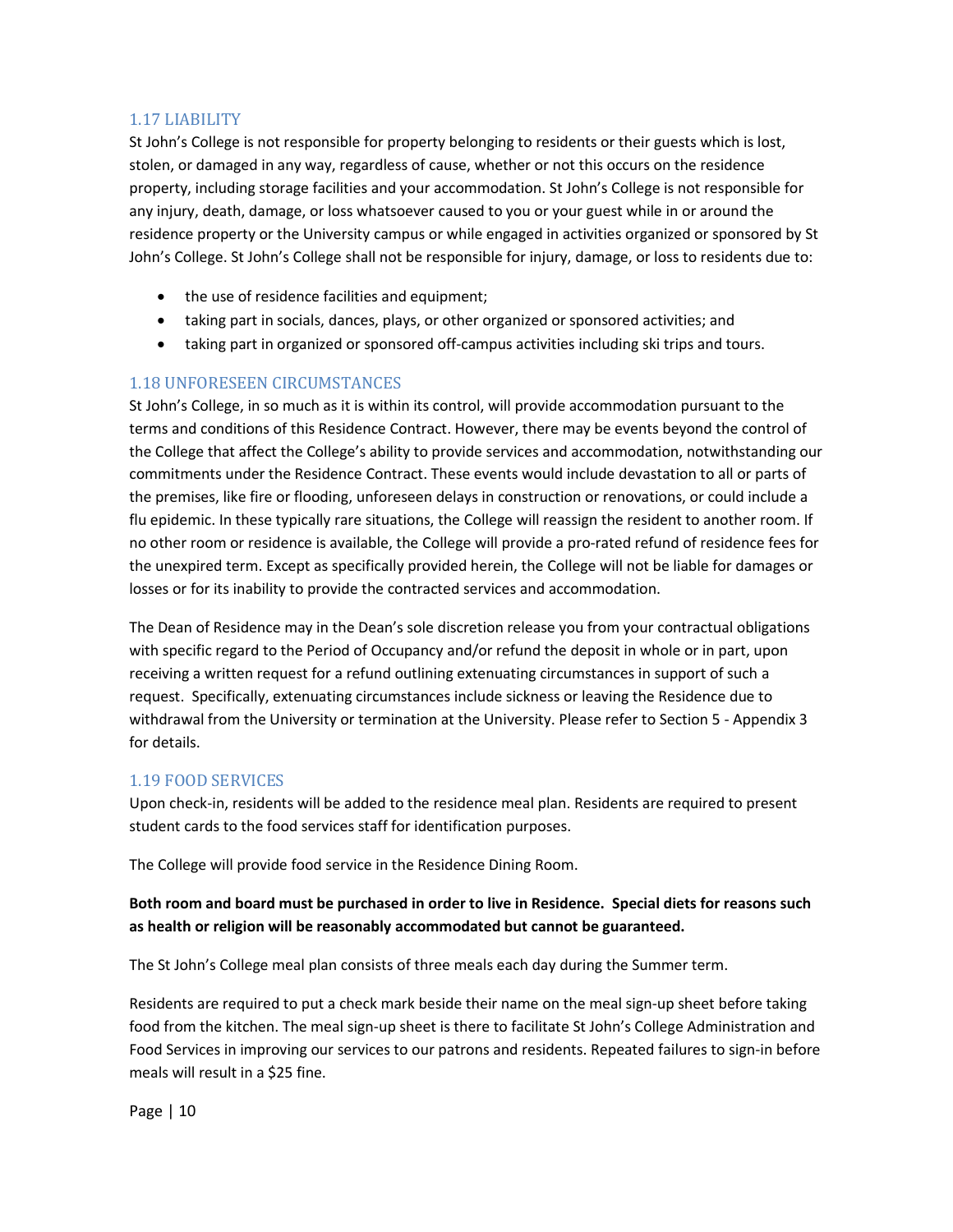### 1.17 LIABILITY

St John's College is not responsible for property belonging to residents or their guests which is lost, stolen, or damaged in any way, regardless of cause, whether or not this occurs on the residence property, including storage facilities and your accommodation. St John's College is not responsible for any injury, death, damage, or loss whatsoever caused to you or your guest while in or around the residence property or the University campus or while engaged in activities organized or sponsored by St John's College. St John's College shall not be responsible for injury, damage, or loss to residents due to:

- the use of residence facilities and equipment;
- taking part in socials, dances, plays, or other organized or sponsored activities; and
- taking part in organized or sponsored off-campus activities including ski trips and tours.

### 1.18 UNFORESEEN CIRCUMSTANCES

St John's College, in so much as it is within its control, will provide accommodation pursuant to the terms and conditions of this Residence Contract. However, there may be events beyond the control of the College that affect the College's ability to provide services and accommodation, notwithstanding our commitments under the Residence Contract. These events would include devastation to all or parts of the premises, like fire or flooding, unforeseen delays in construction or renovations, or could include a flu epidemic. In these typically rare situations, the College will reassign the resident to another room. If no other room or residence is available, the College will provide a pro-rated refund of residence fees for the unexpired term. Except as specifically provided herein, the College will not be liable for damages or losses or for its inability to provide the contracted services and accommodation.

The Dean of Residence may in the Dean's sole discretion release you from your contractual obligations with specific regard to the Period of Occupancy and/or refund the deposit in whole or in part, upon receiving a written request for a refund outlining extenuating circumstances in support of such a request. Specifically, extenuating circumstances include sickness or leaving the Residence due to withdrawal from the University or termination at the University. Please refer to Section 5 - Appendix 3 for details.

### 1.19 FOOD SERVICES

Upon check-in, residents will be added to the residence meal plan. Residents are required to present student cards to the food services staff for identification purposes.

The College will provide food service in the Residence Dining Room.

**Both room and board must be purchased in order to live in Residence. Special diets for reasons such as health or religion will be reasonably accommodated but cannot be guaranteed.**

The St John's College meal plan consists of three meals each day during the Summer term.

Residents are required to put a check mark beside their name on the meal sign-up sheet before taking food from the kitchen. The meal sign-up sheet is there to facilitate St John's College Administration and Food Services in improving our services to our patrons and residents. Repeated failures to sign-in before meals will result in a $25 fine.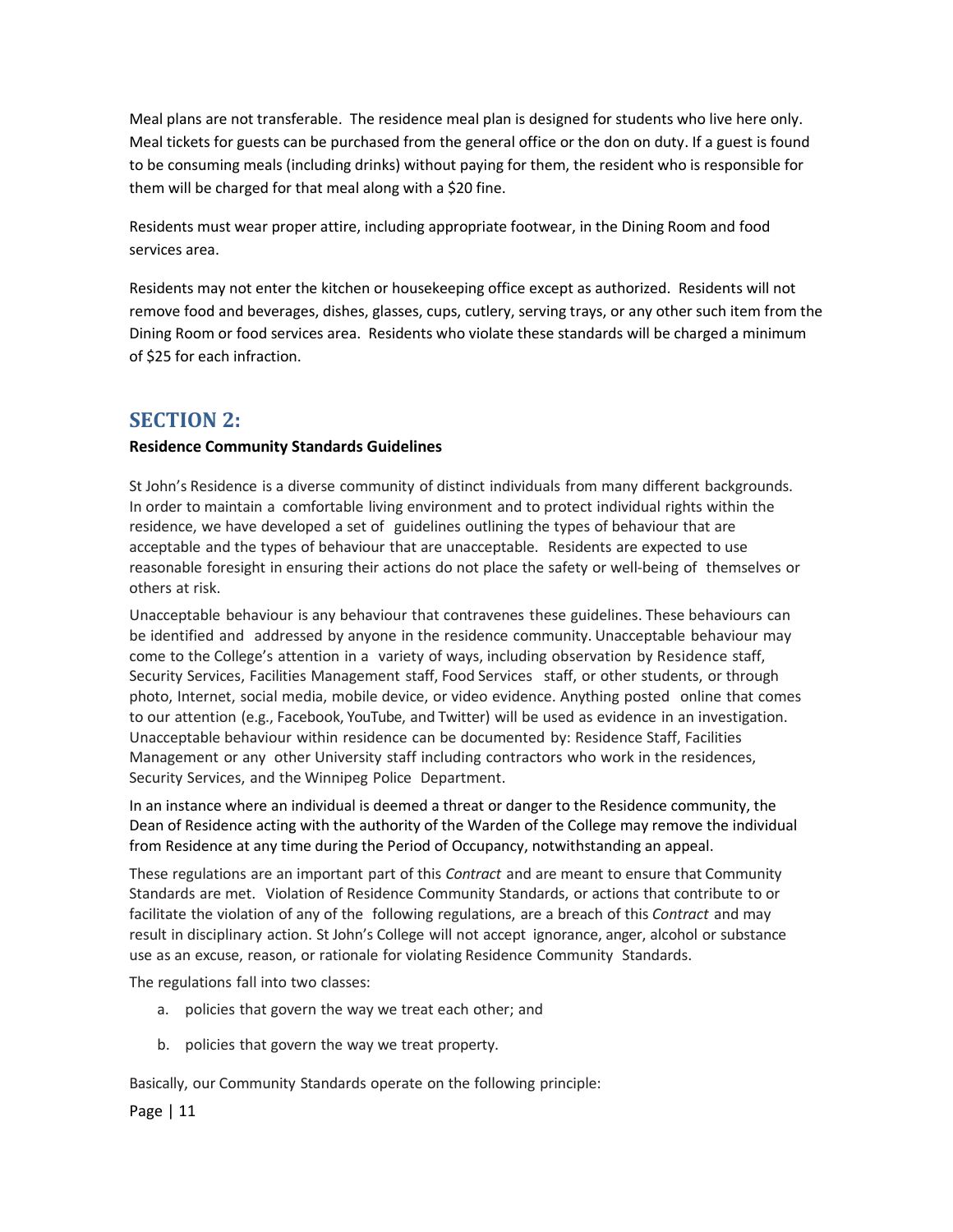Meal plans are not transferable. The residence meal plan is designed for students who live here only. Meal tickets for guests can be purchased from the general office or the don on duty. If a guest is found to be consuming meals (including drinks) without paying for them, the resident who is responsible for them will be charged for that meal along with a $20 fine.

Residents must wear proper attire, including appropriate footwear, in the Dining Room and food services area.

Residents may not enter the kitchen or housekeeping office except as authorized. Residents will not remove food and beverages, dishes, glasses, cups, cutlery, serving trays, or any other such item from the Dining Room or food services area. Residents who violate these standards will be charged a minimum of $25 for each infraction.

## SECTION 2:

**Residence Community Standards Guidelines**

St John's Residence is a diverse community of distinct individuals from many different backgrounds. In order to maintain a comfortable living environment and to protect individual rights within the residence, we have developed a set of guidelines outlining the types of behaviour that are acceptable and the types of behaviour that are unacceptable. Residents are expected to use reasonable foresight in ensuring their actions do not place the safety or well-being of themselves or others at risk.

Unacceptable behaviour is any behaviour that contravenes these guidelines. These behaviours can be identified and addressed by anyone in the residence community. Unacceptable behaviour may come to the College's attention in a variety of ways, including observation by Residence staff, Security Services, Facilities Management staff, Food Services staff, or other students, or through photo, Internet, social media, mobile device, or video evidence. Anything posted online that comes to our attention (e.g., Facebook, YouTube, and Twitter) will be used as evidence in an investigation. Unacceptable behaviour within residence can be documented by: Residence Staff, Facilities Management or any other University staff including contractors who work in the residences, Security Services, and the Winnipeg Police Department.

In an instance where an individual is deemed a threat or danger to the Residence community, the Dean of Residence acting with the authority of the Warden of the College may remove the individual from Residence at any time during the Period of Occupancy, notwithstanding an appeal.

These regulations are an important part of this *Contract* and are meant to ensure that Community Standards are met. Violation of Residence Community Standards, or actions that contribute to or facilitate the violation of any of the following regulations, are a breach of this *Contract* and may result in disciplinary action. St John's College will not accept ignorance, anger, alcohol or substance use as an excuse, reason, or rationale for violating Residence Community Standards.

The regulations fall into two classes:

a. policies that govern the way we treat each other; and

b. policies that govern the way we treat property.

Basically, our Community Standards operate on the following principle: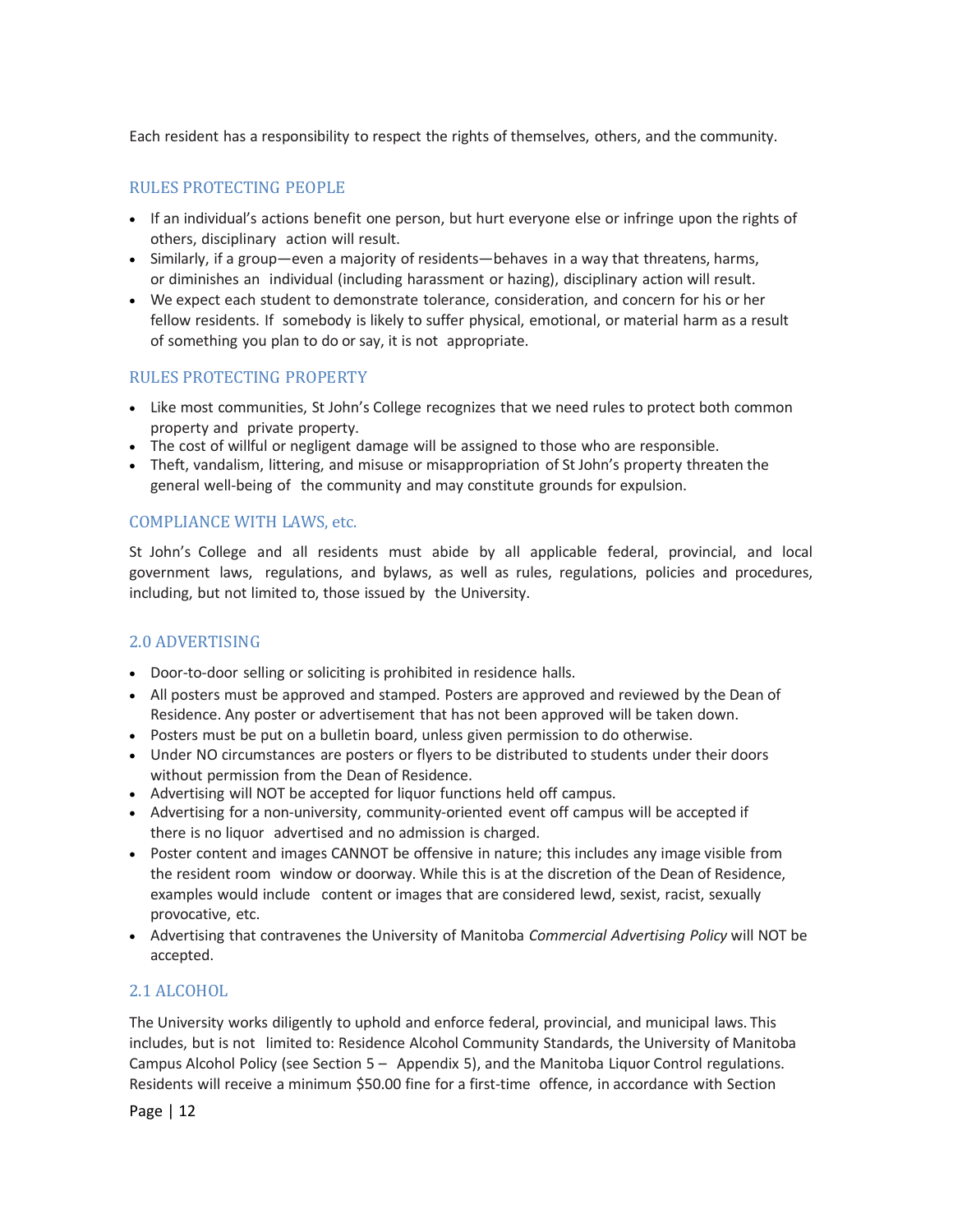Each resident has a responsibility to respect the rights of themselves, others, and the community.

### RULES PROTECTING PEOPLE

- If an individual's actions benefit one person, but hurt everyone else or infringe upon the rights of others, disciplinary action will result.
- Similarly, if a group—even a majority of residents—behaves in a way that threatens, harms, or diminishes an individual (including harassment or hazing), disciplinary action will result.
- We expect each student to demonstrate tolerance, consideration, and concern for his or her fellow residents. If somebody is likely to suffer physical, emotional, or material harm as a result of something you plan to do or say, it is not appropriate.

### RULES PROTECTING PROPERTY

- Like most communities, St John's College recognizes that we need rules to protect both common property and private property.
- The cost of willful or negligent damage will be assigned to those who are responsible.
- Theft, vandalism, littering, and misuse or misappropriation of St John's property threaten the general well-being of the community and may constitute grounds for expulsion.

### COMPLIANCE WITH LAWS, etc.

St John's College and all residents must abide by all applicable federal, provincial, and local government laws, regulations, and bylaws, as well as rules, regulations, policies and procedures, including, but not limited to, those issued by the University.

## 2.0 ADVERTISING

- Door-to-door selling or soliciting is prohibited in residence halls.
- All posters must be approved and stamped. Posters are approved and reviewed by the Dean of Residence. Any poster or advertisement that has not been approved will be taken down.
- Posters must be put on a bulletin board, unless given permission to do otherwise.
- Under NO circumstances are posters or flyers to be distributed to students under their doors without permission from the Dean of Residence.
- Advertising will NOT be accepted for liquor functions held off campus.
- Advertising for a non-university, community-oriented event off campus will be accepted if there is no liquor advertised and no admission is charged.
- Poster content and images CANNOT be offensive in nature; this includes any image visible from the resident room window or doorway. While this is at the discretion of the Dean of Residence, examples would include content or images that are considered lewd, sexist, racist, sexually provocative, etc.
- Advertising that contravenes the University of Manitoba *Commercial Advertising Policy* will NOT be accepted.

## 2.1 ALCOHOL

The University works diligently to uphold and enforce federal, provincial, and municipal laws. This includes, but is not limited to: Residence Alcohol Community Standards, the University of Manitoba Campus Alcohol Policy (see Section 5 – Appendix 5), and the Manitoba Liquor Control regulations. Residents will receive a minimum $50.00 fine for a first-time offence, in accordance with Section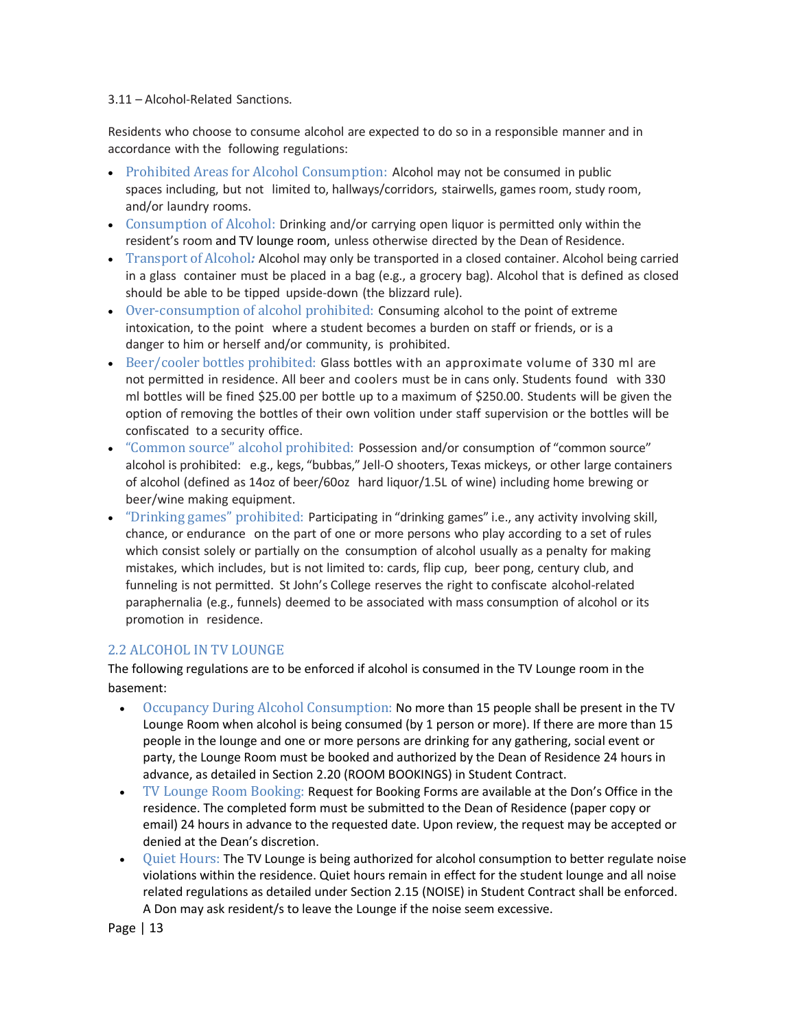3.11 – Alcohol-Related Sanctions.

Residents who choose to consume alcohol are expected to do so in a responsible manner and in accordance with the following regulations:

- Prohibited Areas for Alcohol Consumption: Alcohol may not be consumed in public spaces including, but not limited to, hallways/corridors, stairwells, games room, study room, and/or laundry rooms.
- Consumption of Alcohol: Drinking and/or carrying open liquor is permitted only within the resident's room and TV lounge room, unless otherwise directed by the Dean of Residence.
- Transport of Alcohol*:* Alcohol may only be transported in a closed container. Alcohol being carried in a glass container must be placed in a bag (e.g., a grocery bag). Alcohol that is defined as closed should be able to be tipped upside-down (the blizzard rule).
- Over-consumption of alcohol prohibited: Consuming alcohol to the point of extreme intoxication, to the point where a student becomes a burden on staff or friends, or is a danger to him or herself and/or community, is prohibited.
- Beer/cooler bottles prohibited: Glass bottles with an approximate volume of 330 ml are not permitted in residence. All beer and coolers must be in cans only. Students found with 330 ml bottles will be fined $25.00 per bottle up to a maximum of $250.00. Students will be given the option of removing the bottles of their own volition under staff supervision or the bottles will be confiscated to a security office.
- "Common source" alcohol prohibited: Possession and/or consumption of "common source" alcohol is prohibited: e.g., kegs, "bubbas," Jell-O shooters, Texas mickeys, or other large containers of alcohol (defined as 14oz of beer/60oz hard liquor/1.5L of wine) including home brewing or beer/wine making equipment.
- "Drinking games" prohibited: Participating in "drinking games" i.e., any activity involving skill, chance, or endurance on the part of one or more persons who play according to a set of rules which consist solely or partially on the consumption of alcohol usually as a penalty for making mistakes, which includes, but is not limited to: cards, flip cup, beer pong, century club, and funneling is not permitted. St John's College reserves the right to confiscate alcohol-related paraphernalia (e.g., funnels) deemed to be associated with mass consumption of alcohol or its promotion in residence.

## 2.2 ALCOHOL IN TV LOUNGE

The following regulations are to be enforced if alcohol is consumed in the TV Lounge room in the basement:

- Occupancy During Alcohol Consumption: No more than 15 people shall be present in the TV Lounge Room when alcohol is being consumed (by 1 person or more). If there are more than 15 people in the lounge and one or more persons are drinking for any gathering, social event or party, the Lounge Room must be booked and authorized by the Dean of Residence 24 hours in advance, as detailed in Section 2.20 (ROOM BOOKINGS) in Student Contract.
- TV Lounge Room Booking: Request for Booking Forms are available at the Don's Office in the residence. The completed form must be submitted to the Dean of Residence (paper copy or email) 24 hours in advance to the requested date. Upon review, the request may be accepted or denied at the Dean's discretion.
- Quiet Hours: The TV Lounge is being authorized for alcohol consumption to better regulate noise violations within the residence. Quiet hours remain in effect for the student lounge and all noise related regulations as detailed under Section 2.15 (NOISE) in Student Contract shall be enforced. A Don may ask resident/s to leave the Lounge if the noise seem excessive.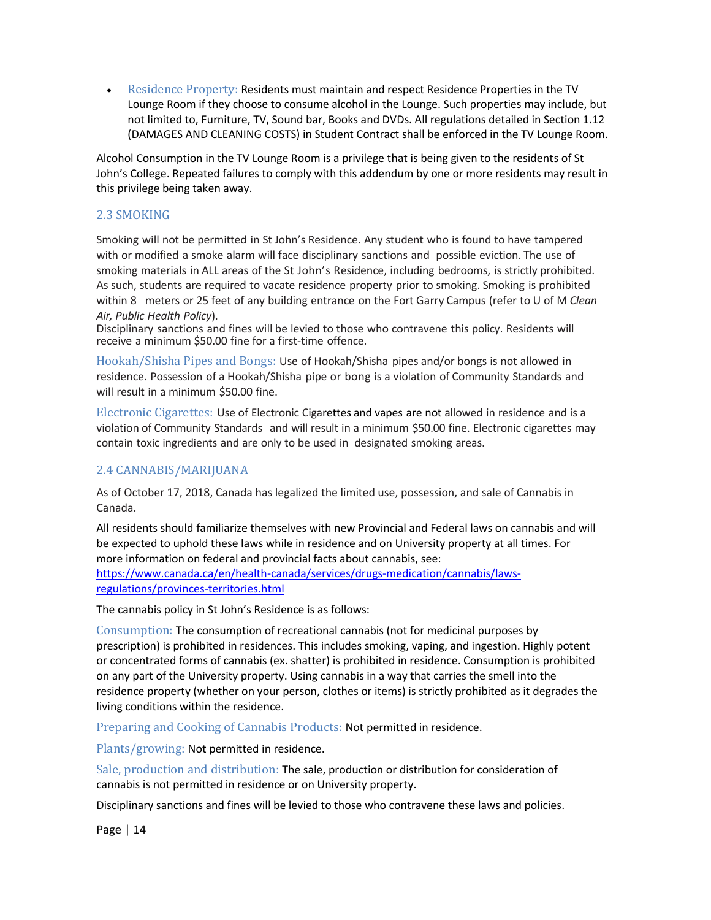- Residence Property: Residents must maintain and respect Residence Properties in the TV Lounge Room if they choose to consume alcohol in the Lounge. Such properties may include, but not limited to, Furniture, TV, Sound bar, Books and DVDs. All regulations detailed in Section 1.12 (DAMAGES AND CLEANING COSTS) in Student Contract shall be enforced in the TV Lounge Room.

Alcohol Consumption in the TV Lounge Room is a privilege that is being given to the residents of St John's College. Repeated failures to comply with this addendum by one or more residents may result in this privilege being taken away.

## 2.3 SMOKING

Smoking will not be permitted in St John's Residence. Any student who is found to have tampered with or modified a smoke alarm will face disciplinary sanctions and possible eviction. The use of smoking materials in ALL areas of the St John's Residence, including bedrooms, is strictly prohibited. As such, students are required to vacate residence property prior to smoking. Smoking is prohibited within 8 meters or 25 feet of any building entrance on the Fort Garry Campus (refer to U of M *Clean Air, Public Health Policy*).
Disciplinary sanctions and fines will be levied to those who contravene this policy. Residents will receive a minimum $50.00 fine for a first-time offence.

Hookah/Shisha Pipes and Bongs: Use of Hookah/Shisha pipes and/or bongs is not allowed in residence. Possession of a Hookah/Shisha pipe or bong is a violation of Community Standards and will result in a minimum $50.00 fine.

Electronic Cigarettes: Use of Electronic Cigarettes and vapes are not allowed in residence and is a violation of Community Standards and will result in a minimum $50.00 fine. Electronic cigarettes may contain toxic ingredients and are only to be used in designated smoking areas.

## 2.4 CANNABIS/MARIJUANA

As of October 17, 2018, Canada has legalized the limited use, possession, and sale of Cannabis in Canada.

All residents should familiarize themselves with new Provincial and Federal laws on cannabis and will be expected to uphold these laws while in residence and on University property at all times. For more information on federal and provincial facts about cannabis, see:
https://www.canada.ca/en/health-canada/services/drugs-medication/cannabis/laws-regulations/provinces-territories.html

The cannabis policy in St John's Residence is as follows:

Consumption: The consumption of recreational cannabis (not for medicinal purposes by prescription) is prohibited in residences. This includes smoking, vaping, and ingestion. Highly potent or concentrated forms of cannabis (ex. shatter) is prohibited in residence. Consumption is prohibited on any part of the University property. Using cannabis in a way that carries the smell into the residence property (whether on your person, clothes or items) is strictly prohibited as it degrades the living conditions within the residence.

Preparing and Cooking of Cannabis Products: Not permitted in residence.

Plants/growing: Not permitted in residence.

Sale, production and distribution: The sale, production or distribution for consideration of cannabis is not permitted in residence or on University property.

Disciplinary sanctions and fines will be levied to those who contravene these laws and policies.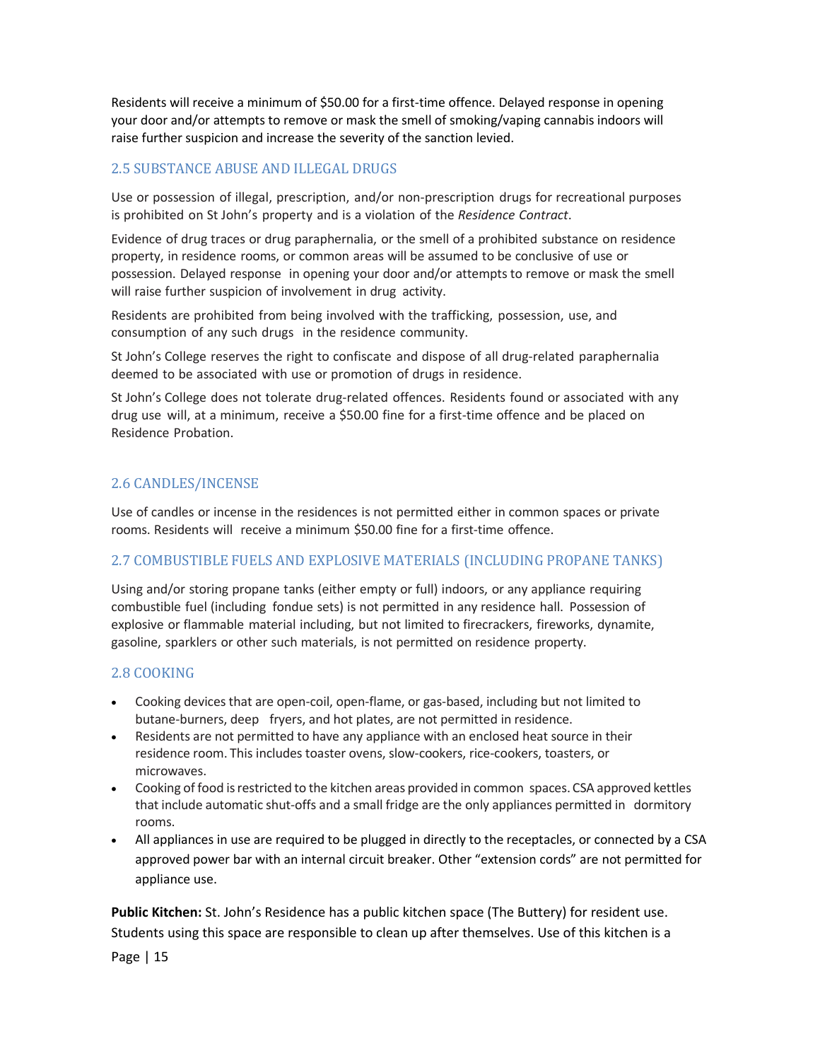Residents will receive a minimum of $50.00 for a first-time offence. Delayed response in opening your door and/or attempts to remove or mask the smell of smoking/vaping cannabis indoors will raise further suspicion and increase the severity of the sanction levied.

## 2.5 SUBSTANCE ABUSE AND ILLEGAL DRUGS

Use or possession of illegal, prescription, and/or non-prescription drugs for recreational purposes is prohibited on St John's property and is a violation of the *Residence Contract*.

Evidence of drug traces or drug paraphernalia, or the smell of a prohibited substance on residence property, in residence rooms, or common areas will be assumed to be conclusive of use or possession. Delayed response in opening your door and/or attempts to remove or mask the smell will raise further suspicion of involvement in drug activity.

Residents are prohibited from being involved with the trafficking, possession, use, and consumption of any such drugs in the residence community.

St John's College reserves the right to confiscate and dispose of all drug-related paraphernalia deemed to be associated with use or promotion of drugs in residence.

St John's College does not tolerate drug-related offences. Residents found or associated with any drug use will, at a minimum, receive a $50.00 fine for a first-time offence and be placed on Residence Probation.

## 2.6 CANDLES/INCENSE

Use of candles or incense in the residences is not permitted either in common spaces or private rooms. Residents will receive a minimum $50.00 fine for a first-time offence.

## 2.7 COMBUSTIBLE FUELS AND EXPLOSIVE MATERIALS (INCLUDING PROPANE TANKS)

Using and/or storing propane tanks (either empty or full) indoors, or any appliance requiring combustible fuel (including fondue sets) is not permitted in any residence hall. Possession of explosive or flammable material including, but not limited to firecrackers, fireworks, dynamite, gasoline, sparklers or other such materials, is not permitted on residence property.

## 2.8 COOKING

- Cooking devices that are open-coil, open-flame, or gas-based, including but not limited to butane-burners, deep fryers, and hot plates, are not permitted in residence.
- Residents are not permitted to have any appliance with an enclosed heat source in their residence room. This includes toaster ovens, slow-cookers, rice-cookers, toasters, or microwaves.
- Cooking of food is restricted to the kitchen areas provided in common spaces. CSA approved kettles that include automatic shut-offs and a small fridge are the only appliances permitted in dormitory rooms.
- All appliances in use are required to be plugged in directly to the receptacles, or connected by a CSA approved power bar with an internal circuit breaker. Other "extension cords" are not permitted for appliance use.

**Public Kitchen:** St. John's Residence has a public kitchen space (The Buttery) for resident use. Students using this space are responsible to clean up after themselves. Use of this kitchen is a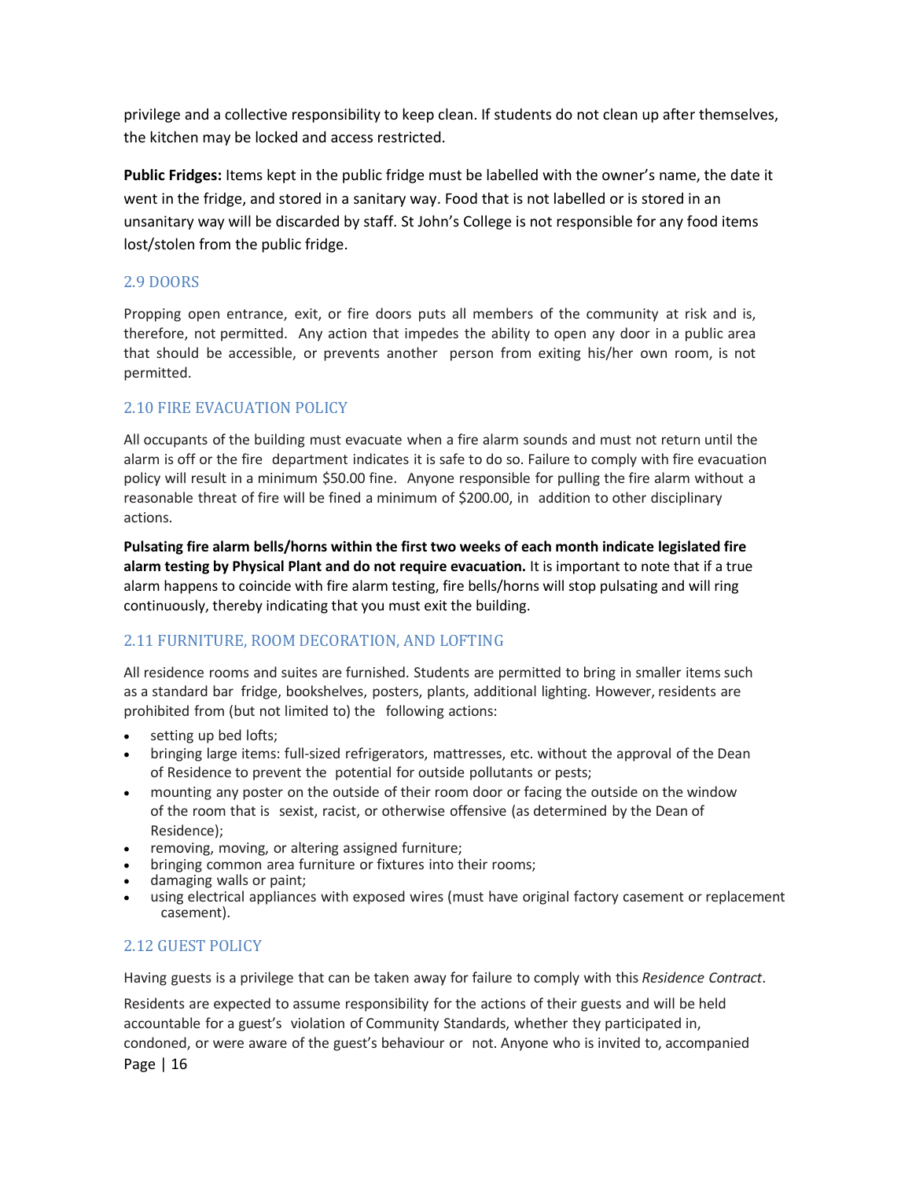privilege and a collective responsibility to keep clean. If students do not clean up after themselves, the kitchen may be locked and access restricted.

**Public Fridges:** Items kept in the public fridge must be labelled with the owner's name, the date it went in the fridge, and stored in a sanitary way. Food that is not labelled or is stored in an unsanitary way will be discarded by staff. St John's College is not responsible for any food items lost/stolen from the public fridge.

## 2.9 DOORS

Propping open entrance, exit, or fire doors puts all members of the community at risk and is, therefore, not permitted. Any action that impedes the ability to open any door in a public area that should be accessible, or prevents another person from exiting his/her own room, is not permitted.

## 2.10 FIRE EVACUATION POLICY

All occupants of the building must evacuate when a fire alarm sounds and must not return until the alarm is off or the fire department indicates it is safe to do so. Failure to comply with fire evacuation policy will result in a minimum $50.00 fine. Anyone responsible for pulling the fire alarm without a reasonable threat of fire will be fined a minimum of $200.00, in addition to other disciplinary actions.

**Pulsating fire alarm bells/horns within the first two weeks of each month indicate legislated fire alarm testing by Physical Plant and do not require evacuation.** It is important to note that if a true alarm happens to coincide with fire alarm testing, fire bells/horns will stop pulsating and will ring continuously, thereby indicating that you must exit the building.

## 2.11 FURNITURE, ROOM DECORATION, AND LOFTING

All residence rooms and suites are furnished. Students are permitted to bring in smaller items such as a standard bar fridge, bookshelves, posters, plants, additional lighting. However, residents are prohibited from (but not limited to) the following actions:

- setting up bed lofts;
- bringing large items: full-sized refrigerators, mattresses, etc. without the approval of the Dean of Residence to prevent the potential for outside pollutants or pests;
- mounting any poster on the outside of their room door or facing the outside on the window of the room that is sexist, racist, or otherwise offensive (as determined by the Dean of Residence);
- removing, moving, or altering assigned furniture;
- bringing common area furniture or fixtures into their rooms;
- damaging walls or paint;
- using electrical appliances with exposed wires (must have original factory casement or replacement casement).

## 2.12 GUEST POLICY

Having guests is a privilege that can be taken away for failure to comply with this *Residence Contract*.

Residents are expected to assume responsibility for the actions of their guests and will be held accountable for a guest's violation of Community Standards, whether they participated in, condoned, or were aware of the guest's behaviour or not. Anyone who is invited to, accompanied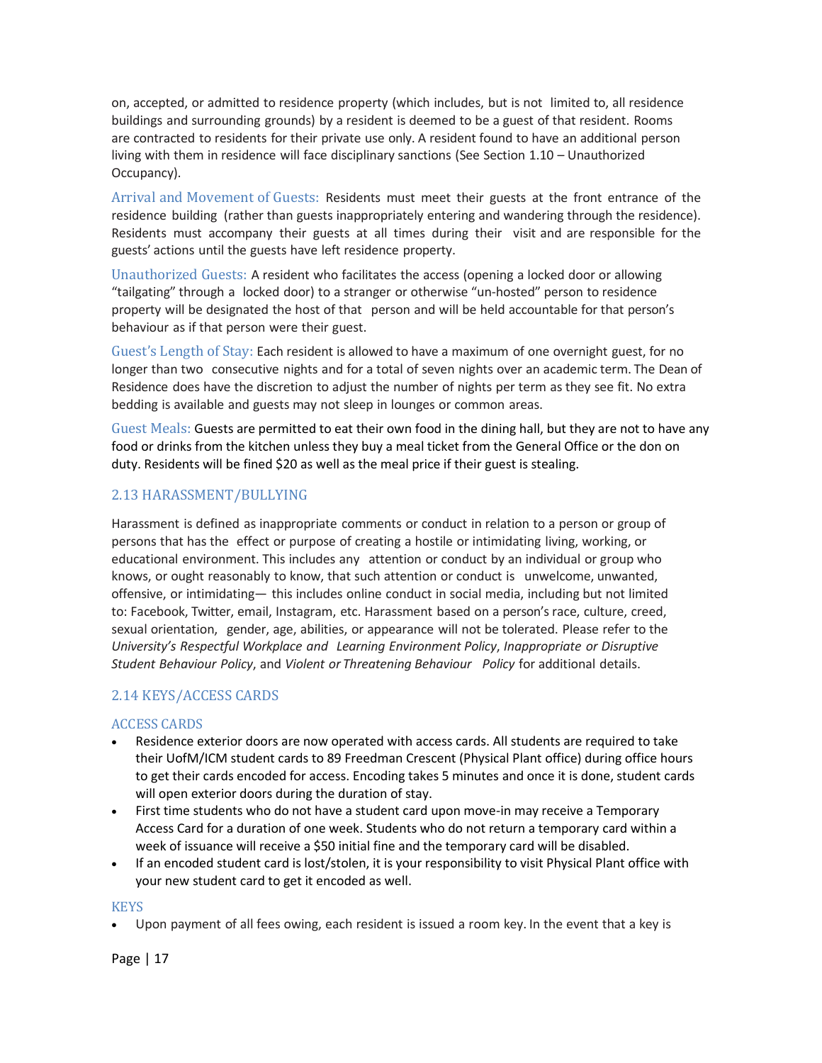on, accepted, or admitted to residence property (which includes, but is not limited to, all residence buildings and surrounding grounds) by a resident is deemed to be a guest of that resident. Rooms are contracted to residents for their private use only. A resident found to have an additional person living with them in residence will face disciplinary sanctions (See Section 1.10 – Unauthorized Occupancy).

Arrival and Movement of Guests: Residents must meet their guests at the front entrance of the residence building (rather than guests inappropriately entering and wandering through the residence). Residents must accompany their guests at all times during their visit and are responsible for the guests' actions until the guests have left residence property.

Unauthorized Guests: A resident who facilitates the access (opening a locked door or allowing "tailgating" through a locked door) to a stranger or otherwise "un-hosted" person to residence property will be designated the host of that person and will be held accountable for that person's behaviour as if that person were their guest.

Guest's Length of Stay: Each resident is allowed to have a maximum of one overnight guest, for no longer than two consecutive nights and for a total of seven nights over an academic term. The Dean of Residence does have the discretion to adjust the number of nights per term as they see fit. No extra bedding is available and guests may not sleep in lounges or common areas.

Guest Meals: Guests are permitted to eat their own food in the dining hall, but they are not to have any food or drinks from the kitchen unless they buy a meal ticket from the General Office or the don on duty. Residents will be fined $20 as well as the meal price if their guest is stealing.

## 2.13 HARASSMENT/BULLYING

Harassment is defined as inappropriate comments or conduct in relation to a person or group of persons that has the effect or purpose of creating a hostile or intimidating living, working, or educational environment. This includes any attention or conduct by an individual or group who knows, or ought reasonably to know, that such attention or conduct is unwelcome, unwanted, offensive, or intimidating— this includes online conduct in social media, including but not limited to: Facebook, Twitter, email, Instagram, etc. Harassment based on a person's race, culture, creed, sexual orientation, gender, age, abilities, or appearance will not be tolerated. Please refer to the *University's Respectful Workplace and Learning Environment Policy*, *Inappropriate or Disruptive Student Behaviour Policy*, and *Violent or Threatening Behaviour Policy* for additional details.

## 2.14 KEYS/ACCESS CARDS

### ACCESS CARDS

- Residence exterior doors are now operated with access cards. All students are required to take their UofM/ICM student cards to 89 Freedman Crescent (Physical Plant office) during office hours to get their cards encoded for access. Encoding takes 5 minutes and once it is done, student cards will open exterior doors during the duration of stay.
- First time students who do not have a student card upon move-in may receive a Temporary Access Card for a duration of one week. Students who do not return a temporary card within a week of issuance will receive a $50 initial fine and the temporary card will be disabled.
- If an encoded student card is lost/stolen, it is your responsibility to visit Physical Plant office with your new student card to get it encoded as well.

### KEYS

- Upon payment of all fees owing, each resident is issued a room key. In the event that a key is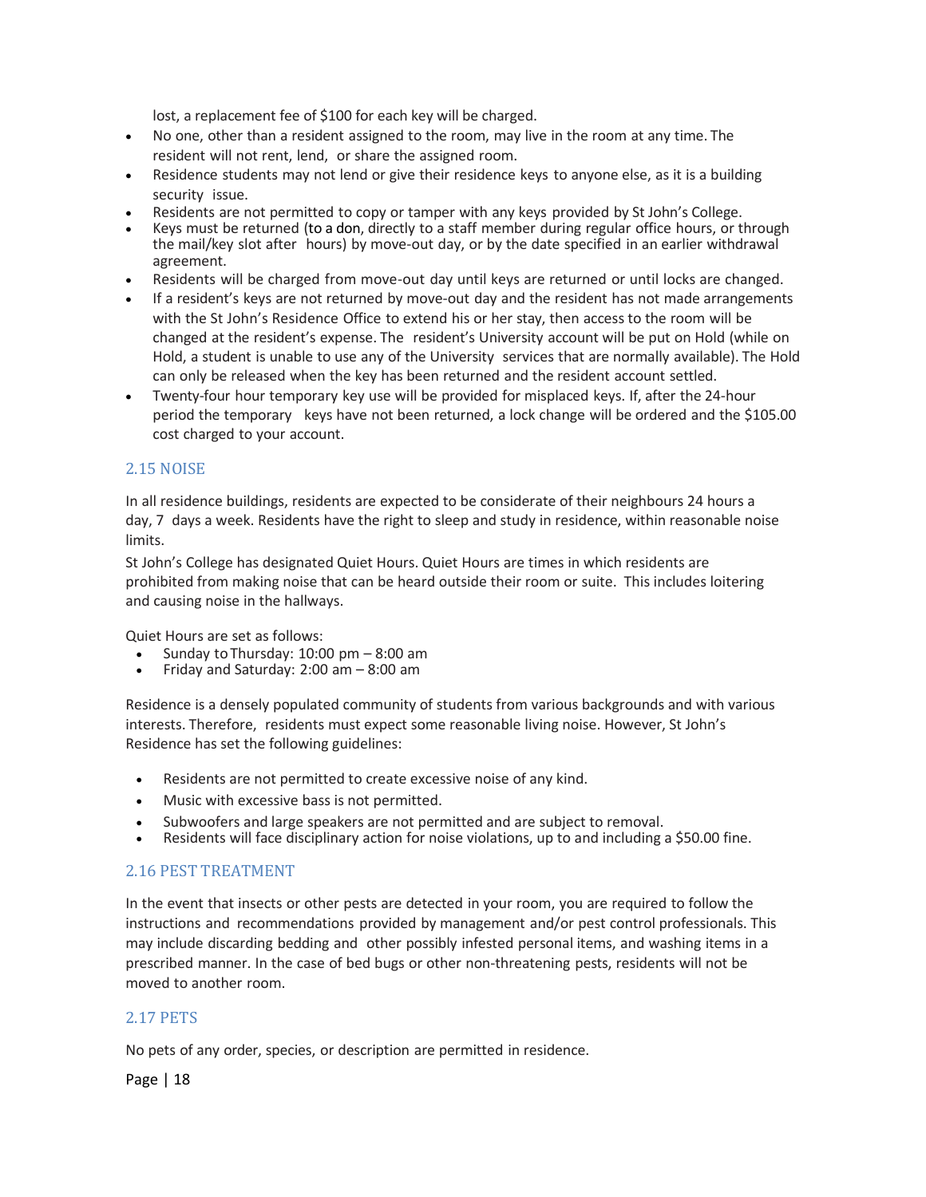lost, a replacement fee of $100 for each key will be charged.

- No one, other than a resident assigned to the room, may live in the room at any time. The resident will not rent, lend, or share the assigned room.
- Residence students may not lend or give their residence keys to anyone else, as it is a building security issue.
- Residents are not permitted to copy or tamper with any keys provided by St John's College.
- Keys must be returned (to a don, directly to a staff member during regular office hours, or through the mail/key slot after hours) by move-out day, or by the date specified in an earlier withdrawal agreement.
- Residents will be charged from move-out day until keys are returned or until locks are changed.
- If a resident's keys are not returned by move-out day and the resident has not made arrangements with the St John's Residence Office to extend his or her stay, then access to the room will be changed at the resident's expense. The resident's University account will be put on Hold (while on Hold, a student is unable to use any of the University services that are normally available). The Hold can only be released when the key has been returned and the resident account settled.
- Twenty-four hour temporary key use will be provided for misplaced keys. If, after the 24-hour period the temporary keys have not been returned, a lock change will be ordered and the $105.00 cost charged to your account.

## 2.15 NOISE

In all residence buildings, residents are expected to be considerate of their neighbours 24 hours a day, 7 days a week. Residents have the right to sleep and study in residence, within reasonable noise limits.

St John's College has designated Quiet Hours. Quiet Hours are times in which residents are prohibited from making noise that can be heard outside their room or suite. This includes loitering and causing noise in the hallways.

Quiet Hours are set as follows:

- Sunday to Thursday: 10:00 pm – 8:00 am
- Friday and Saturday: 2:00 am – 8:00 am

Residence is a densely populated community of students from various backgrounds and with various interests. Therefore, residents must expect some reasonable living noise. However, St John's Residence has set the following guidelines:

- Residents are not permitted to create excessive noise of any kind.
- Music with excessive bass is not permitted.
- Subwoofers and large speakers are not permitted and are subject to removal.
- Residents will face disciplinary action for noise violations, up to and including a $50.00 fine.

## 2.16 PEST TREATMENT

In the event that insects or other pests are detected in your room, you are required to follow the instructions and recommendations provided by management and/or pest control professionals. This may include discarding bedding and other possibly infested personal items, and washing items in a prescribed manner. In the case of bed bugs or other non-threatening pests, residents will not be moved to another room.

## 2.17 PETS

No pets of any order, species, or description are permitted in residence.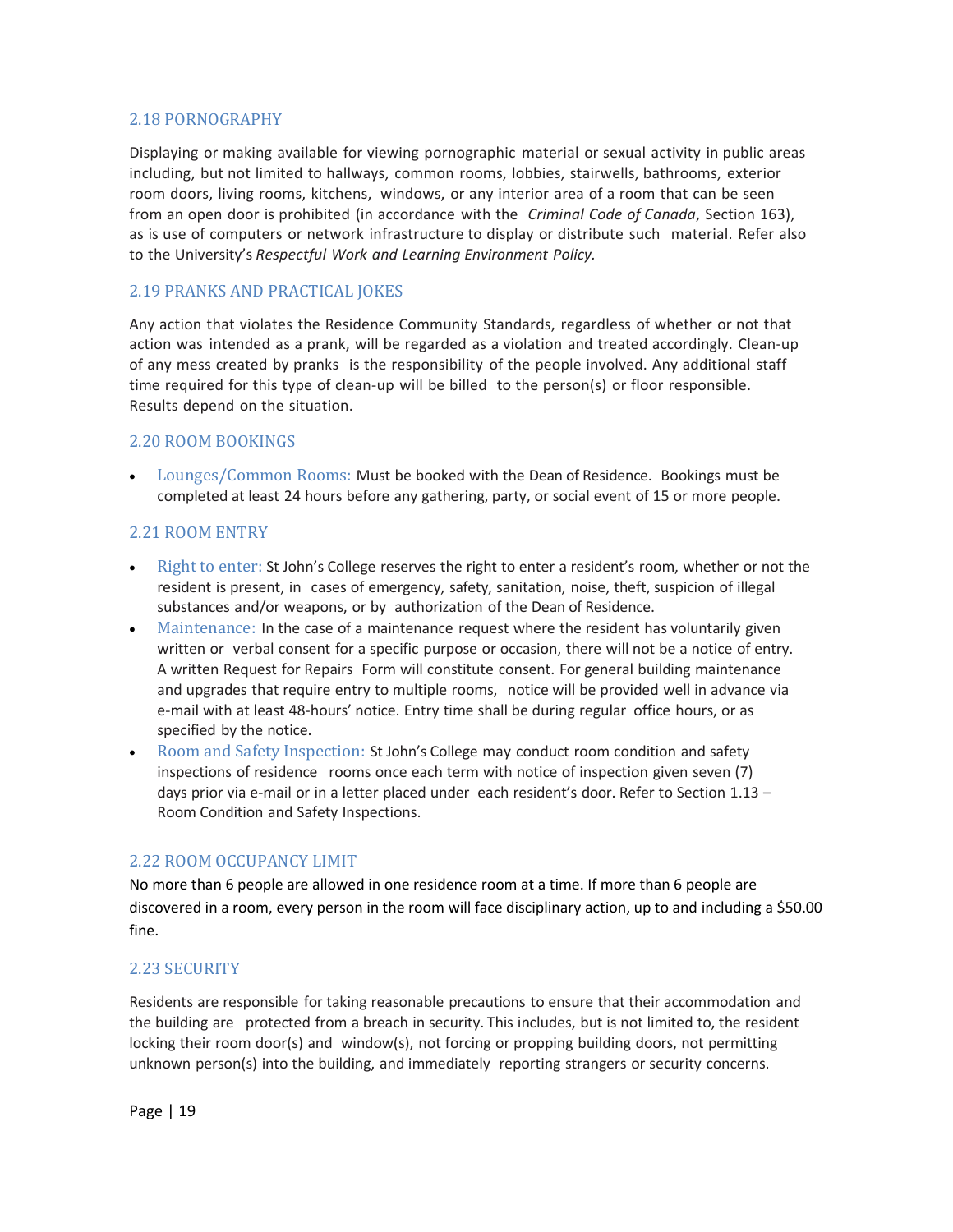### 2.18 PORNOGRAPHY

Displaying or making available for viewing pornographic material or sexual activity in public areas including, but not limited to hallways, common rooms, lobbies, stairwells, bathrooms, exterior room doors, living rooms, kitchens, windows, or any interior area of a room that can be seen from an open door is prohibited (in accordance with the *Criminal Code of Canada*, Section 163), as is use of computers or network infrastructure to display or distribute such material. Refer also to the University's *Respectful Work and Learning Environment Policy.*

### 2.19 PRANKS AND PRACTICAL JOKES

Any action that violates the Residence Community Standards, regardless of whether or not that action was intended as a prank, will be regarded as a violation and treated accordingly. Clean-up of any mess created by pranks is the responsibility of the people involved. Any additional staff time required for this type of clean-up will be billed to the person(s) or floor responsible. Results depend on the situation.

### 2.20 ROOM BOOKINGS

- Lounges/Common Rooms: Must be booked with the Dean of Residence. Bookings must be completed at least 24 hours before any gathering, party, or social event of 15 or more people.

### 2.21 ROOM ENTRY

- Right to enter: St John's College reserves the right to enter a resident's room, whether or not the resident is present, in cases of emergency, safety, sanitation, noise, theft, suspicion of illegal substances and/or weapons, or by authorization of the Dean of Residence.
- Maintenance: In the case of a maintenance request where the resident has voluntarily given written or verbal consent for a specific purpose or occasion, there will not be a notice of entry. A written Request for Repairs Form will constitute consent. For general building maintenance and upgrades that require entry to multiple rooms, notice will be provided well in advance via e-mail with at least 48-hours' notice. Entry time shall be during regular office hours, or as specified by the notice.
- Room and Safety Inspection: St John's College may conduct room condition and safety inspections of residence rooms once each term with notice of inspection given seven (7) days prior via e-mail or in a letter placed under each resident's door. Refer to Section 1.13 – Room Condition and Safety Inspections.

### 2.22 ROOM OCCUPANCY LIMIT

No more than 6 people are allowed in one residence room at a time. If more than 6 people are discovered in a room, every person in the room will face disciplinary action, up to and including a $50.00 fine.

### 2.23 SECURITY

Residents are responsible for taking reasonable precautions to ensure that their accommodation and the building are protected from a breach in security. This includes, but is not limited to, the resident locking their room door(s) and window(s), not forcing or propping building doors, not permitting unknown person(s) into the building, and immediately reporting strangers or security concerns.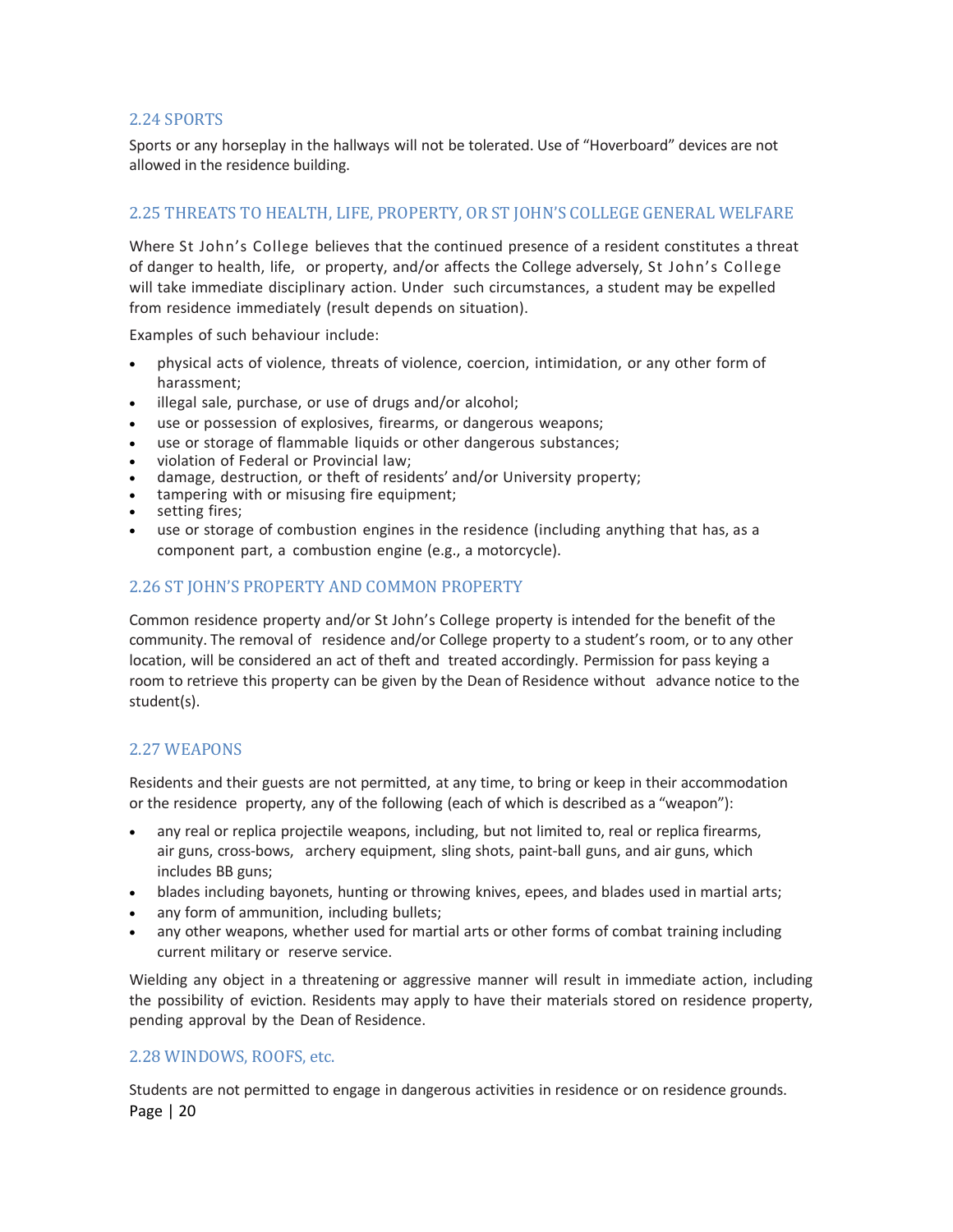## 2.24 SPORTS

Sports or any horseplay in the hallways will not be tolerated. Use of "Hoverboard" devices are not allowed in the residence building.

## 2.25 THREATS TO HEALTH, LIFE, PROPERTY, OR ST JOHN'S COLLEGE GENERAL WELFARE

Where St John's College believes that the continued presence of a resident constitutes a threat of danger to health, life, or property, and/or affects the College adversely, St John's College will take immediate disciplinary action. Under such circumstances, a student may be expelled from residence immediately (result depends on situation).

Examples of such behaviour include:

- physical acts of violence, threats of violence, coercion, intimidation, or any other form of harassment;
- illegal sale, purchase, or use of drugs and/or alcohol;
- use or possession of explosives, firearms, or dangerous weapons;
- use or storage of flammable liquids or other dangerous substances;
- violation of Federal or Provincial law;
- damage, destruction, or theft of residents' and/or University property;
- tampering with or misusing fire equipment;
- setting fires;
- use or storage of combustion engines in the residence (including anything that has, as a component part, a combustion engine (e.g., a motorcycle).

## 2.26 ST JOHN'S PROPERTY AND COMMON PROPERTY

Common residence property and/or St John's College property is intended for the benefit of the community. The removal of residence and/or College property to a student's room, or to any other location, will be considered an act of theft and treated accordingly. Permission for pass keying a room to retrieve this property can be given by the Dean of Residence without advance notice to the student(s).

## 2.27 WEAPONS

Residents and their guests are not permitted, at any time, to bring or keep in their accommodation or the residence property, any of the following (each of which is described as a "weapon"):

- any real or replica projectile weapons, including, but not limited to, real or replica firearms, air guns, cross-bows, archery equipment, sling shots, paint-ball guns, and air guns, which includes BB guns;
- blades including bayonets, hunting or throwing knives, epees, and blades used in martial arts;
- any form of ammunition, including bullets;
- any other weapons, whether used for martial arts or other forms of combat training including current military or reserve service.

Wielding any object in a threatening or aggressive manner will result in immediate action, including the possibility of eviction. Residents may apply to have their materials stored on residence property, pending approval by the Dean of Residence.

## 2.28 WINDOWS, ROOFS, etc.

Students are not permitted to engage in dangerous activities in residence or on residence grounds.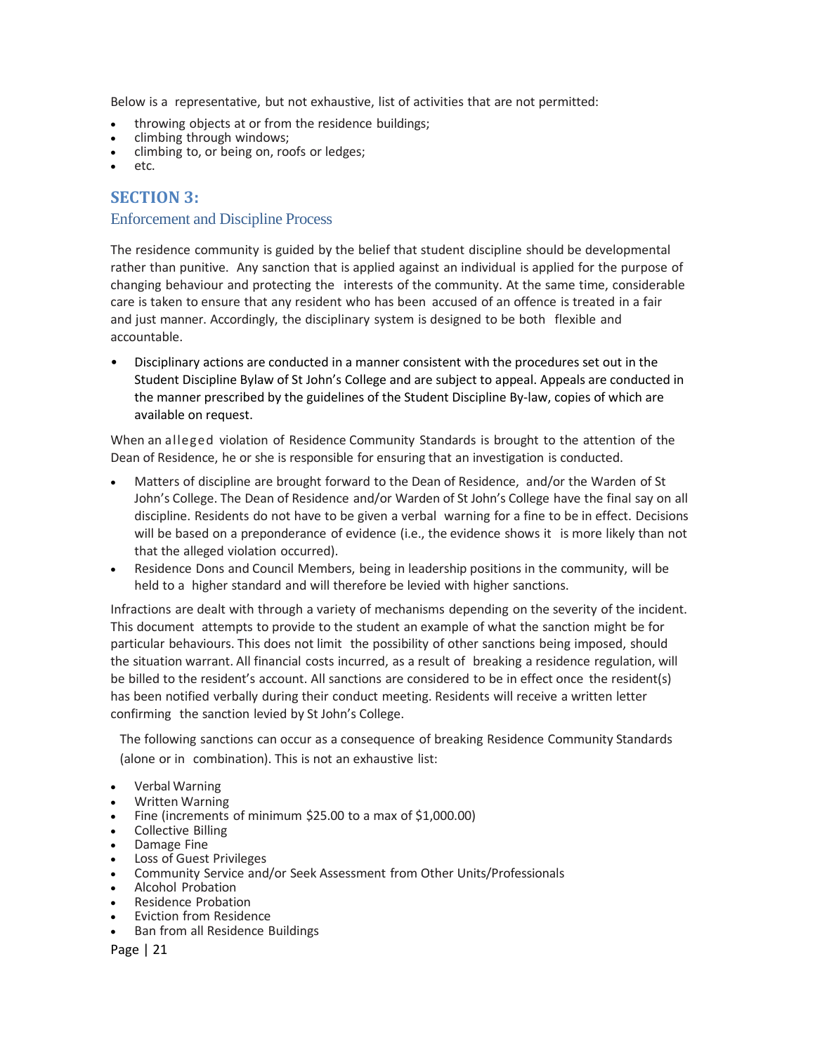Below is a representative, but not exhaustive, list of activities that are not permitted:

- throwing objects at or from the residence buildings;
- climbing through windows;
- climbing to, or being on, roofs or ledges;
- etc.

## SECTION 3:

### Enforcement and Discipline Process

The residence community is guided by the belief that student discipline should be developmental rather than punitive. Any sanction that is applied against an individual is applied for the purpose of changing behaviour and protecting the interests of the community. At the same time, considerable care is taken to ensure that any resident who has been accused of an offence is treated in a fair and just manner. Accordingly, the disciplinary system is designed to be both flexible and accountable.

- Disciplinary actions are conducted in a manner consistent with the procedures set out in the Student Discipline Bylaw of St John's College and are subject to appeal. Appeals are conducted in the manner prescribed by the guidelines of the Student Discipline By-law, copies of which are available on request.

When an alleged violation of Residence Community Standards is brought to the attention of the Dean of Residence, he or she is responsible for ensuring that an investigation is conducted.

- Matters of discipline are brought forward to the Dean of Residence, and/or the Warden of St John's College. The Dean of Residence and/or Warden of St John's College have the final say on all discipline. Residents do not have to be given a verbal warning for a fine to be in effect. Decisions will be based on a preponderance of evidence (i.e., the evidence shows it is more likely than not that the alleged violation occurred).
- Residence Dons and Council Members, being in leadership positions in the community, will be held to a higher standard and will therefore be levied with higher sanctions.

Infractions are dealt with through a variety of mechanisms depending on the severity of the incident. This document attempts to provide to the student an example of what the sanction might be for particular behaviours. This does not limit the possibility of other sanctions being imposed, should the situation warrant. All financial costs incurred, as a result of breaking a residence regulation, will be billed to the resident's account. All sanctions are considered to be in effect once the resident(s) has been notified verbally during their conduct meeting. Residents will receive a written letter confirming the sanction levied by St John's College.

The following sanctions can occur as a consequence of breaking Residence Community Standards (alone or in combination). This is not an exhaustive list:

- Verbal Warning
- Written Warning
- Fine (increments of minimum $25.00 to a max of $1,000.00)
- Collective Billing
- Damage Fine
- Loss of Guest Privileges
- Community Service and/or Seek Assessment from Other Units/Professionals
- Alcohol Probation
- Residence Probation
- Eviction from Residence
- Ban from all Residence Buildings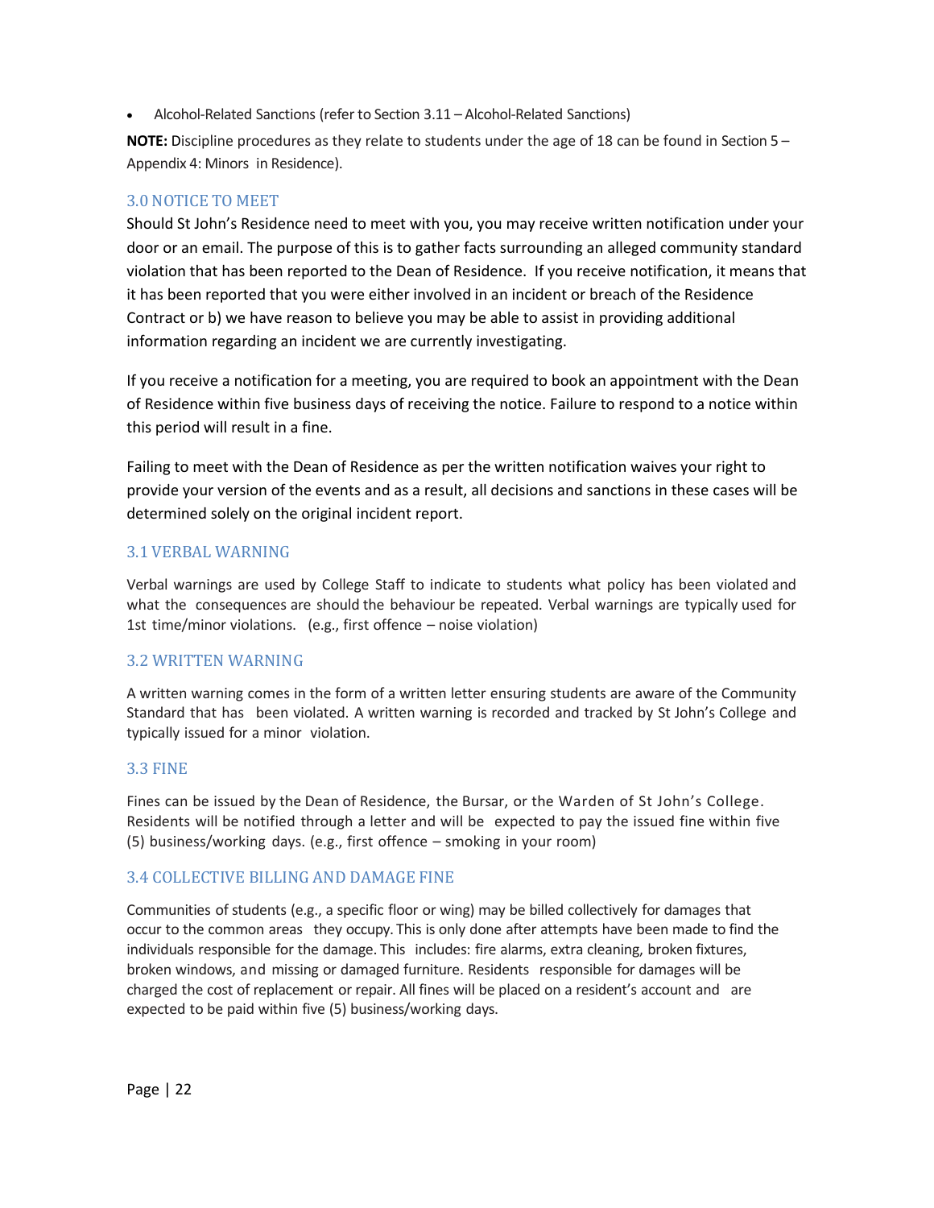- Alcohol-Related Sanctions (refer to Section 3.11 – Alcohol-Related Sanctions)

**NOTE:** Discipline procedures as they relate to students under the age of 18 can be found in Section 5 – Appendix 4: Minors in Residence).

## 3.0 NOTICE TO MEET

Should St John's Residence need to meet with you, you may receive written notification under your door or an email. The purpose of this is to gather facts surrounding an alleged community standard violation that has been reported to the Dean of Residence. If you receive notification, it means that it has been reported that you were either involved in an incident or breach of the Residence Contract or b) we have reason to believe you may be able to assist in providing additional information regarding an incident we are currently investigating.

If you receive a notification for a meeting, you are required to book an appointment with the Dean of Residence within five business days of receiving the notice. Failure to respond to a notice within this period will result in a fine.

Failing to meet with the Dean of Residence as per the written notification waives your right to provide your version of the events and as a result, all decisions and sanctions in these cases will be determined solely on the original incident report.

## 3.1 VERBAL WARNING

Verbal warnings are used by College Staff to indicate to students what policy has been violated and what the consequences are should the behaviour be repeated. Verbal warnings are typically used for 1st time/minor violations. (e.g., first offence – noise violation)

## 3.2 WRITTEN WARNING

A written warning comes in the form of a written letter ensuring students are aware of the Community Standard that has been violated. A written warning is recorded and tracked by St John's College and typically issued for a minor violation.

## 3.3 FINE

Fines can be issued by the Dean of Residence, the Bursar, or the Warden of St John's College. Residents will be notified through a letter and will be expected to pay the issued fine within five (5) business/working days. (e.g., first offence – smoking in your room)

## 3.4 COLLECTIVE BILLING AND DAMAGE FINE

Communities of students (e.g., a specific floor or wing) may be billed collectively for damages that occur to the common areas they occupy. This is only done after attempts have been made to find the individuals responsible for the damage. This includes: fire alarms, extra cleaning, broken fixtures, broken windows, and missing or damaged furniture. Residents responsible for damages will be charged the cost of replacement or repair. All fines will be placed on a resident's account and are expected to be paid within five (5) business/working days.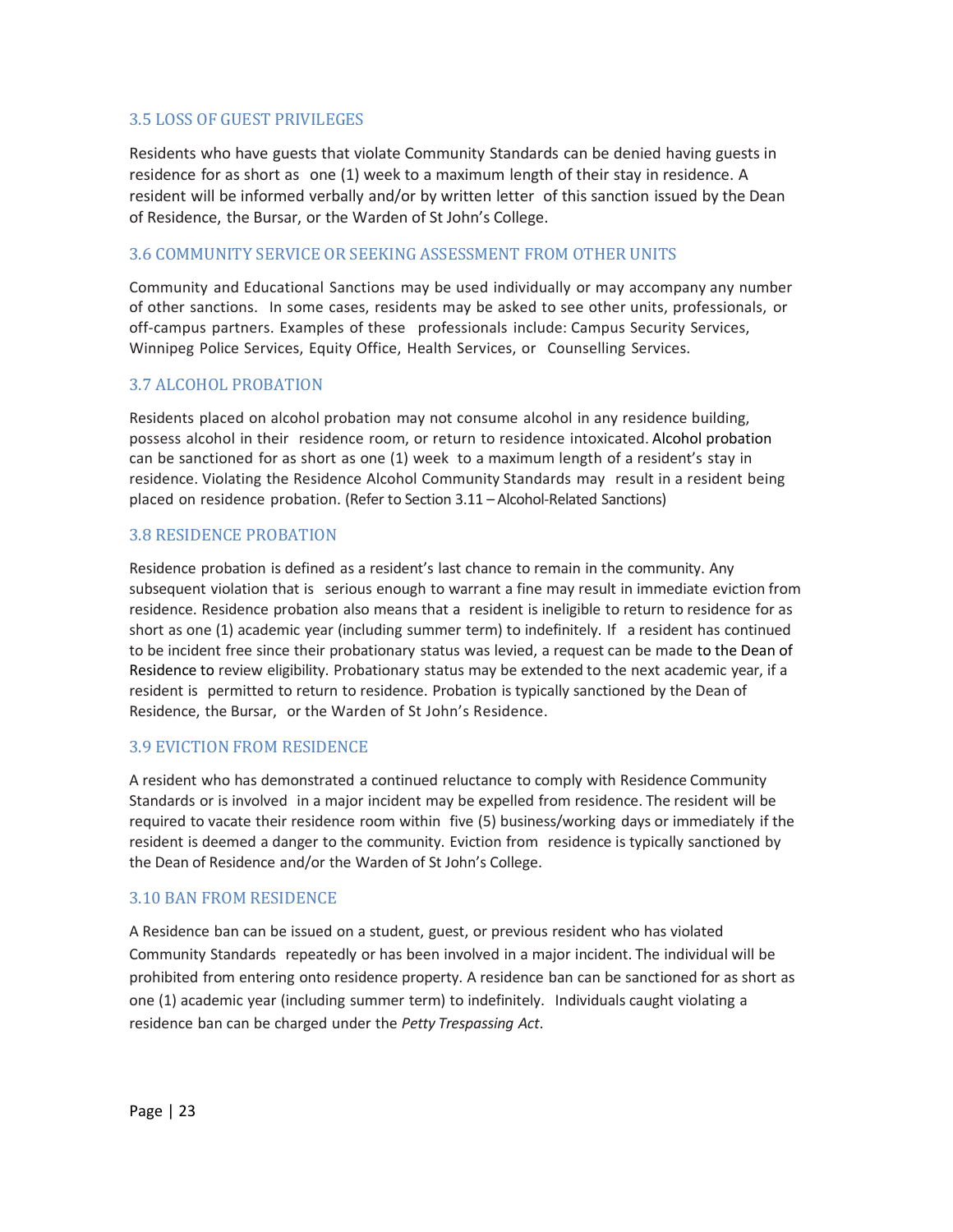### 3.5 LOSS OF GUEST PRIVILEGES

Residents who have guests that violate Community Standards can be denied having guests in residence for as short as one (1) week to a maximum length of their stay in residence. A resident will be informed verbally and/or by written letter of this sanction issued by the Dean of Residence, the Bursar, or the Warden of St John's College.

### 3.6 COMMUNITY SERVICE OR SEEKING ASSESSMENT FROM OTHER UNITS

Community and Educational Sanctions may be used individually or may accompany any number of other sanctions. In some cases, residents may be asked to see other units, professionals, or off-campus partners. Examples of these professionals include: Campus Security Services, Winnipeg Police Services, Equity Office, Health Services, or Counselling Services.

### 3.7 ALCOHOL PROBATION

Residents placed on alcohol probation may not consume alcohol in any residence building, possess alcohol in their residence room, or return to residence intoxicated. Alcohol probation can be sanctioned for as short as one (1) week to a maximum length of a resident's stay in residence. Violating the Residence Alcohol Community Standards may result in a resident being placed on residence probation. (Refer to Section 3.11 – Alcohol-Related Sanctions)

### 3.8 RESIDENCE PROBATION

Residence probation is defined as a resident's last chance to remain in the community. Any subsequent violation that is serious enough to warrant a fine may result in immediate eviction from residence. Residence probation also means that a resident is ineligible to return to residence for as short as one (1) academic year (including summer term) to indefinitely. If a resident has continued to be incident free since their probationary status was levied, a request can be made to the Dean of Residence to review eligibility. Probationary status may be extended to the next academic year, if a resident is permitted to return to residence. Probation is typically sanctioned by the Dean of Residence, the Bursar, or the Warden of St John's Residence.

### 3.9 EVICTION FROM RESIDENCE

A resident who has demonstrated a continued reluctance to comply with Residence Community Standards or is involved in a major incident may be expelled from residence. The resident will be required to vacate their residence room within five (5) business/working days or immediately if the resident is deemed a danger to the community. Eviction from residence is typically sanctioned by the Dean of Residence and/or the Warden of St John's College.

### 3.10 BAN FROM RESIDENCE

A Residence ban can be issued on a student, guest, or previous resident who has violated Community Standards repeatedly or has been involved in a major incident. The individual will be prohibited from entering onto residence property. A residence ban can be sanctioned for as short as one (1) academic year (including summer term) to indefinitely. Individuals caught violating a residence ban can be charged under the *Petty Trespassing Act*.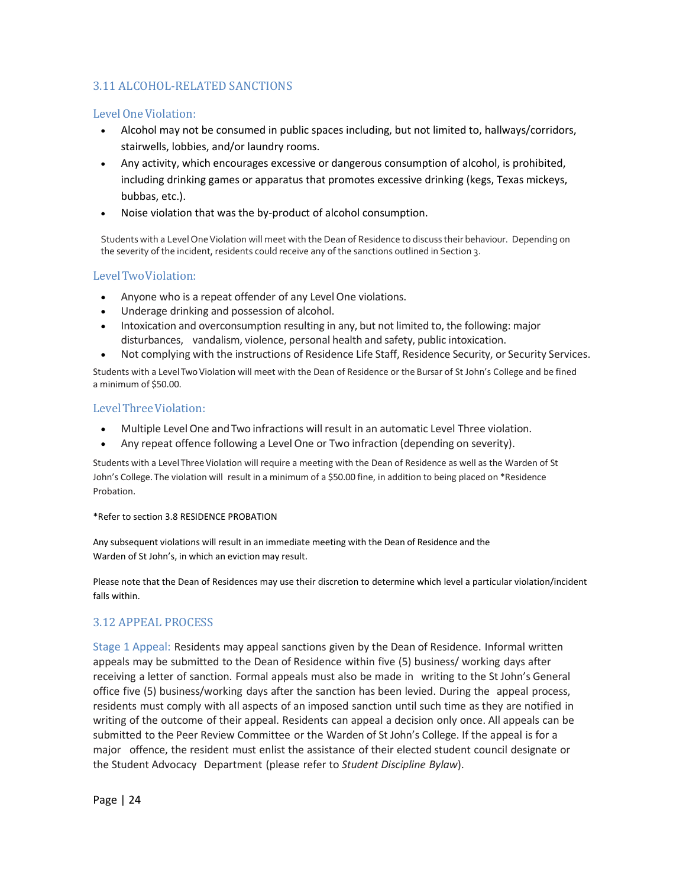## 3.11 ALCOHOL-RELATED SANCTIONS

### Level One Violation:

- Alcohol may not be consumed in public spaces including, but not limited to, hallways/corridors, stairwells, lobbies, and/or laundry rooms.
- Any activity, which encourages excessive or dangerous consumption of alcohol, is prohibited, including drinking games or apparatus that promotes excessive drinking (kegs, Texas mickeys, bubbas, etc.).
- Noise violation that was the by-product of alcohol consumption.

Students with a Level One Violation will meet with the Dean of Residence to discuss their behaviour. Depending on the severity of the incident, residents could receive any of the sanctions outlined in Section 3.

### Level Two Violation:

- Anyone who is a repeat offender of any Level One violations.
- Underage drinking and possession of alcohol.
- Intoxication and overconsumption resulting in any, but not limited to, the following: major disturbances, vandalism, violence, personal health and safety, public intoxication.
- Not complying with the instructions of Residence Life Staff, Residence Security, or Security Services.

Students with a Level Two Violation will meet with the Dean of Residence or the Bursar of St John's College and be fined a minimum of $50.00.

### Level Three Violation:

- Multiple Level One and Two infractions will result in an automatic Level Three violation.
- Any repeat offence following a Level One or Two infraction (depending on severity).

Students with a Level Three Violation will require a meeting with the Dean of Residence as well as the Warden of St John's College. The violation will result in a minimum of a $50.00 fine, in addition to being placed on *Residence Probation.

*Refer to section 3.8 RESIDENCE PROBATION

Any subsequent violations will result in an immediate meeting with the Dean of Residence and the Warden of St John's, in which an eviction may result.

Please note that the Dean of Residences may use their discretion to determine which level a particular violation/incident falls within.

## 3.12 APPEAL PROCESS

Stage 1 Appeal: Residents may appeal sanctions given by the Dean of Residence. Informal written appeals may be submitted to the Dean of Residence within five (5) business/ working days after receiving a letter of sanction. Formal appeals must also be made in writing to the St John's General office five (5) business/working days after the sanction has been levied. During the appeal process, residents must comply with all aspects of an imposed sanction until such time as they are notified in writing of the outcome of their appeal. Residents can appeal a decision only once. All appeals can be submitted to the Peer Review Committee or the Warden of St John's College. If the appeal is for a major offence, the resident must enlist the assistance of their elected student council designate or the Student Advocacy Department (please refer to *Student Discipline Bylaw*).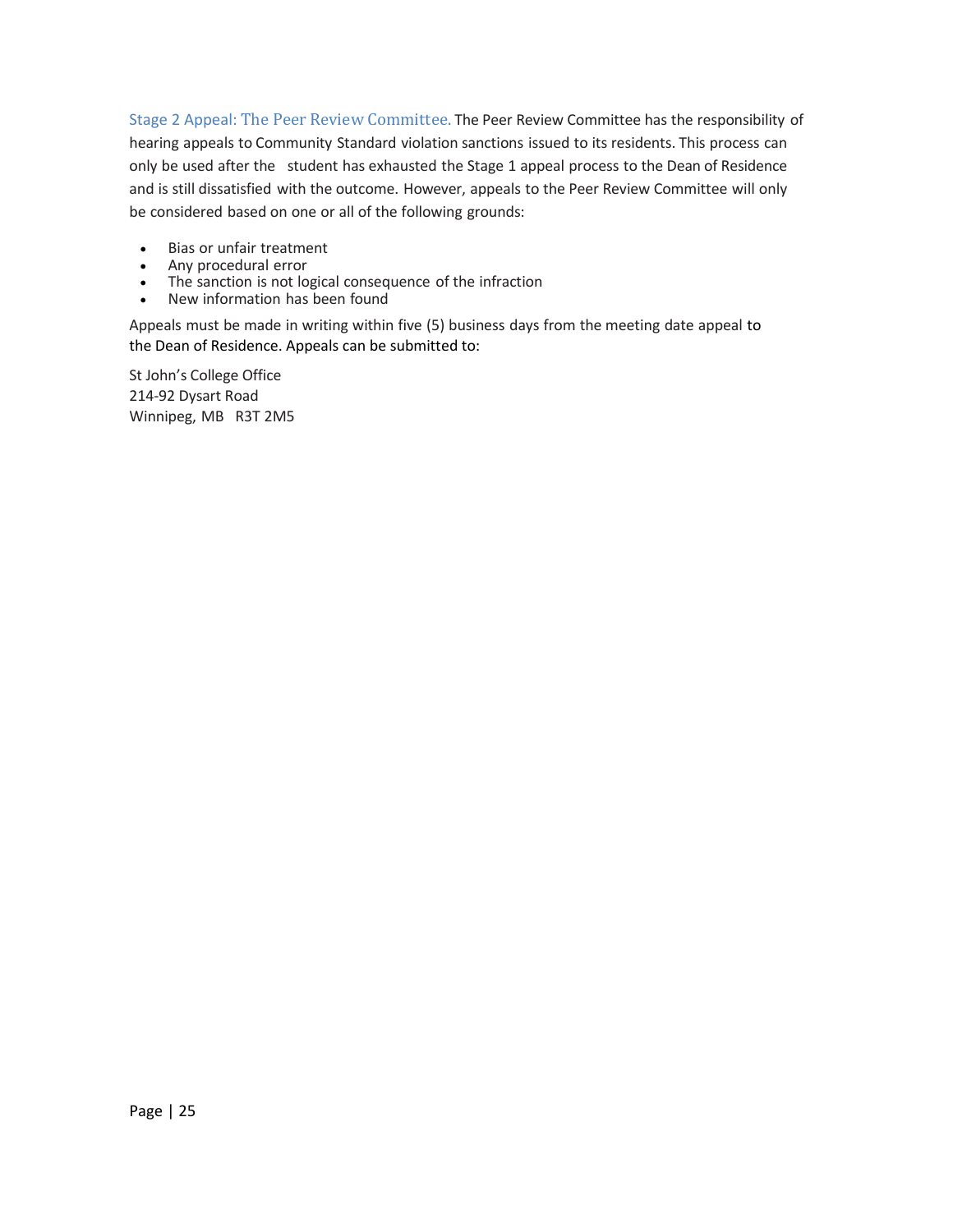**Stage 2 Appeal: The Peer Review Committee.** The Peer Review Committee has the responsibility of hearing appeals to Community Standard violation sanctions issued to its residents. This process can only be used after the student has exhausted the Stage 1 appeal process to the Dean of Residence and is still dissatisfied with the outcome. However, appeals to the Peer Review Committee will only be considered based on one or all of the following grounds:

- Bias or unfair treatment
- Any procedural error
- The sanction is not logical consequence of the infraction
- New information has been found

Appeals must be made in writing within five (5) business days from the meeting date appeal to the Dean of Residence. Appeals can be submitted to:

St John's College Office
214-92 Dysart Road
Winnipeg, MB R3T 2M5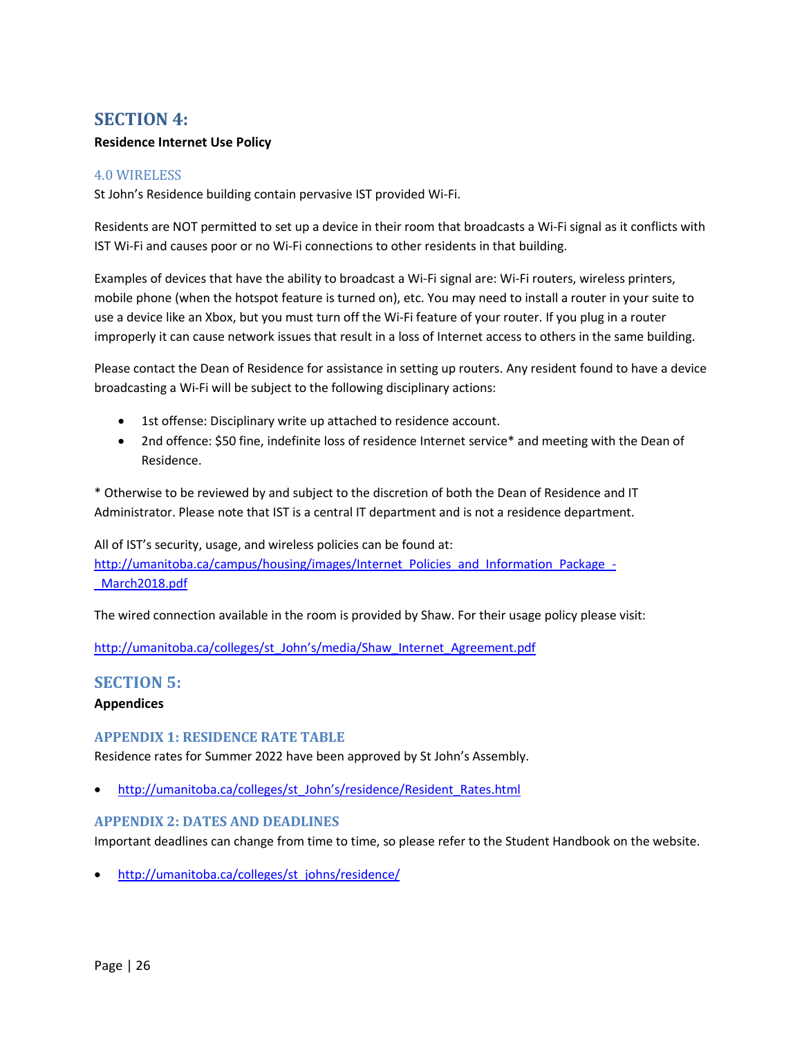# SECTION 4:

**Residence Internet Use Policy**

## 4.0 WIRELESS

St John's Residence building contain pervasive IST provided Wi-Fi.

Residents are NOT permitted to set up a device in their room that broadcasts a Wi-Fi signal as it conflicts with IST Wi-Fi and causes poor or no Wi-Fi connections to other residents in that building.

Examples of devices that have the ability to broadcast a Wi-Fi signal are: Wi-Fi routers, wireless printers, mobile phone (when the hotspot feature is turned on), etc. You may need to install a router in your suite to use a device like an Xbox, but you must turn off the Wi-Fi feature of your router. If you plug in a router improperly it can cause network issues that result in a loss of Internet access to others in the same building.

Please contact the Dean of Residence for assistance in setting up routers. Any resident found to have a device broadcasting a Wi-Fi will be subject to the following disciplinary actions:

- 1st offense: Disciplinary write up attached to residence account.
- 2nd offence: $50 fine, indefinite loss of residence Internet service* and meeting with the Dean of Residence.

* Otherwise to be reviewed by and subject to the discretion of both the Dean of Residence and IT Administrator. Please note that IST is a central IT department and is not a residence department.

All of IST's security, usage, and wireless policies can be found at:
http://umanitoba.ca/campus/housing/images/Internet_Policies_and_Information_Package_-_March2018.pdf

The wired connection available in the room is provided by Shaw. For their usage policy please visit:

http://umanitoba.ca/colleges/st_John's/media/Shaw_Internet_Agreement.pdf

# SECTION 5:

**Appendices**

## APPENDIX 1: RESIDENCE RATE TABLE

Residence rates for Summer 2022 have been approved by St John's Assembly.

- http://umanitoba.ca/colleges/st_John's/residence/Resident_Rates.html

## APPENDIX 2: DATES AND DEADLINES

Important deadlines can change from time to time, so please refer to the Student Handbook on the website.

- http://umanitoba.ca/colleges/st_johns/residence/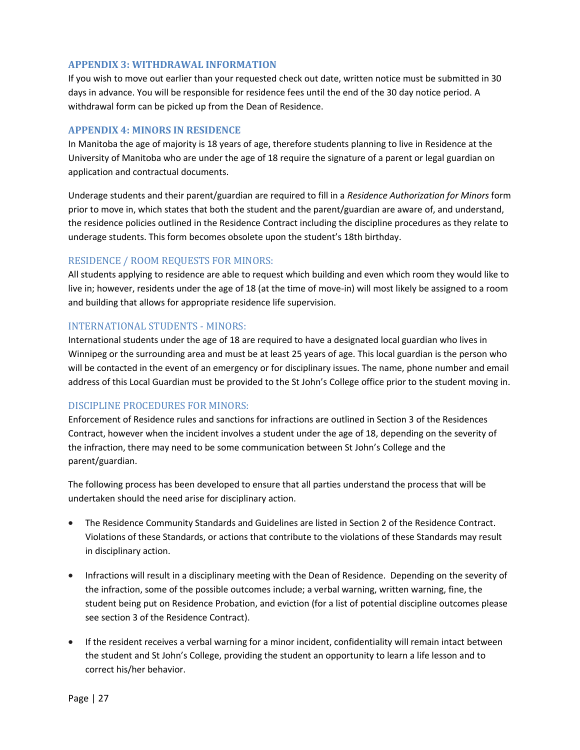## APPENDIX 3: WITHDRAWAL INFORMATION

If you wish to move out earlier than your requested check out date, written notice must be submitted in 30 days in advance. You will be responsible for residence fees until the end of the 30 day notice period. A withdrawal form can be picked up from the Dean of Residence.

## APPENDIX 4: MINORS IN RESIDENCE

In Manitoba the age of majority is 18 years of age, therefore students planning to live in Residence at the University of Manitoba who are under the age of 18 require the signature of a parent or legal guardian on application and contractual documents.

Underage students and their parent/guardian are required to fill in a *Residence Authorization for Minors* form prior to move in, which states that both the student and the parent/guardian are aware of, and understand, the residence policies outlined in the Residence Contract including the discipline procedures as they relate to underage students. This form becomes obsolete upon the student's 18th birthday.

### RESIDENCE / ROOM REQUESTS FOR MINORS:

All students applying to residence are able to request which building and even which room they would like to live in; however, residents under the age of 18 (at the time of move-in) will most likely be assigned to a room and building that allows for appropriate residence life supervision.

### INTERNATIONAL STUDENTS - MINORS:

International students under the age of 18 are required to have a designated local guardian who lives in Winnipeg or the surrounding area and must be at least 25 years of age. This local guardian is the person who will be contacted in the event of an emergency or for disciplinary issues. The name, phone number and email address of this Local Guardian must be provided to the St John's College office prior to the student moving in.

### DISCIPLINE PROCEDURES FOR MINORS:

Enforcement of Residence rules and sanctions for infractions are outlined in Section 3 of the Residences Contract, however when the incident involves a student under the age of 18, depending on the severity of the infraction, there may need to be some communication between St John's College and the parent/guardian.

The following process has been developed to ensure that all parties understand the process that will be undertaken should the need arise for disciplinary action.

- The Residence Community Standards and Guidelines are listed in Section 2 of the Residence Contract. Violations of these Standards, or actions that contribute to the violations of these Standards may result in disciplinary action.
- Infractions will result in a disciplinary meeting with the Dean of Residence. Depending on the severity of the infraction, some of the possible outcomes include; a verbal warning, written warning, fine, the student being put on Residence Probation, and eviction (for a list of potential discipline outcomes please see section 3 of the Residence Contract).
- If the resident receives a verbal warning for a minor incident, confidentiality will remain intact between the student and St John's College, providing the student an opportunity to learn a life lesson and to correct his/her behavior.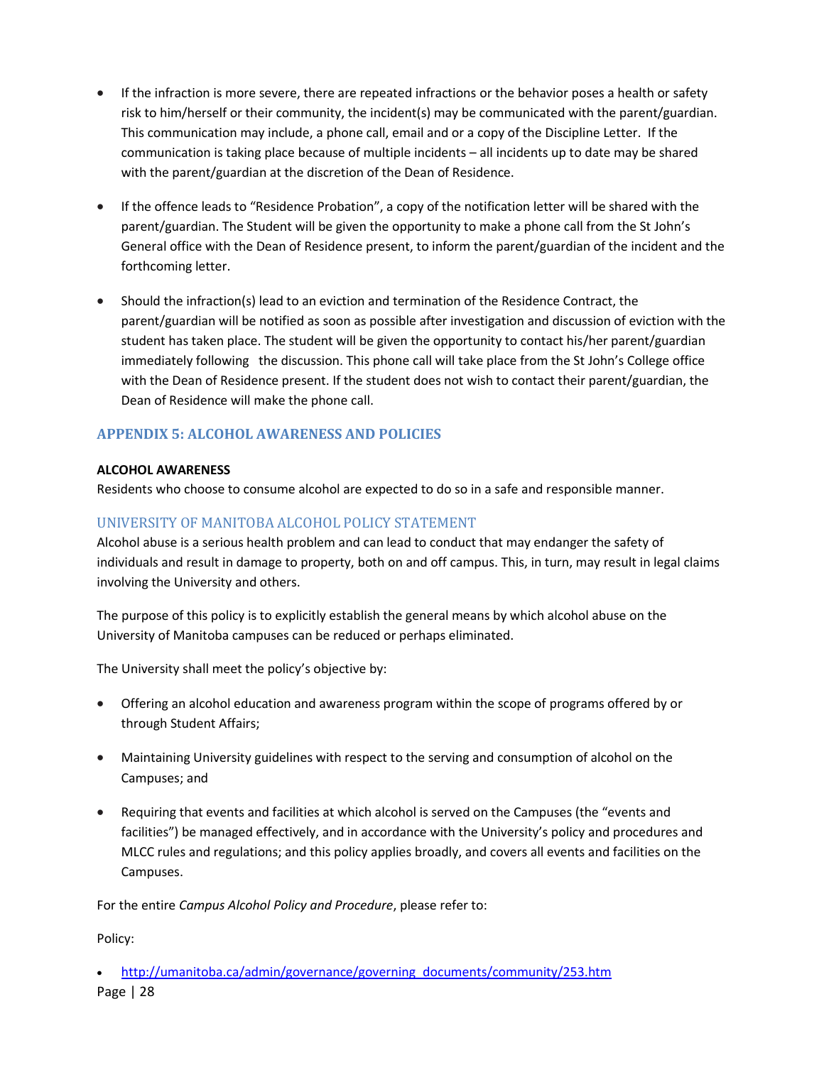- If the infraction is more severe, there are repeated infractions or the behavior poses a health or safety risk to him/herself or their community, the incident(s) may be communicated with the parent/guardian. This communication may include, a phone call, email and or a copy of the Discipline Letter. If the communication is taking place because of multiple incidents – all incidents up to date may be shared with the parent/guardian at the discretion of the Dean of Residence.

- If the offence leads to "Residence Probation", a copy of the notification letter will be shared with the parent/guardian. The Student will be given the opportunity to make a phone call from the St John's General office with the Dean of Residence present, to inform the parent/guardian of the incident and the forthcoming letter.

- Should the infraction(s) lead to an eviction and termination of the Residence Contract, the parent/guardian will be notified as soon as possible after investigation and discussion of eviction with the student has taken place. The student will be given the opportunity to contact his/her parent/guardian immediately following the discussion. This phone call will take place from the St John's College office with the Dean of Residence present. If the student does not wish to contact their parent/guardian, the Dean of Residence will make the phone call.

## APPENDIX 5: ALCOHOL AWARENESS AND POLICIES

**ALCOHOL AWARENESS**

Residents who choose to consume alcohol are expected to do so in a safe and responsible manner.

### UNIVERSITY OF MANITOBA ALCOHOL POLICY STATEMENT

Alcohol abuse is a serious health problem and can lead to conduct that may endanger the safety of individuals and result in damage to property, both on and off campus. This, in turn, may result in legal claims involving the University and others.

The purpose of this policy is to explicitly establish the general means by which alcohol abuse on the University of Manitoba campuses can be reduced or perhaps eliminated.

The University shall meet the policy's objective by:

- Offering an alcohol education and awareness program within the scope of programs offered by or through Student Affairs;

- Maintaining University guidelines with respect to the serving and consumption of alcohol on the Campuses; and

- Requiring that events and facilities at which alcohol is served on the Campuses (the "events and facilities") be managed effectively, and in accordance with the University's policy and procedures and MLCC rules and regulations; and this policy applies broadly, and covers all events and facilities on the Campuses.

For the entire *Campus Alcohol Policy and Procedure*, please refer to:

Policy:

- http://umanitoba.ca/admin/governance/governing_documents/community/253.htm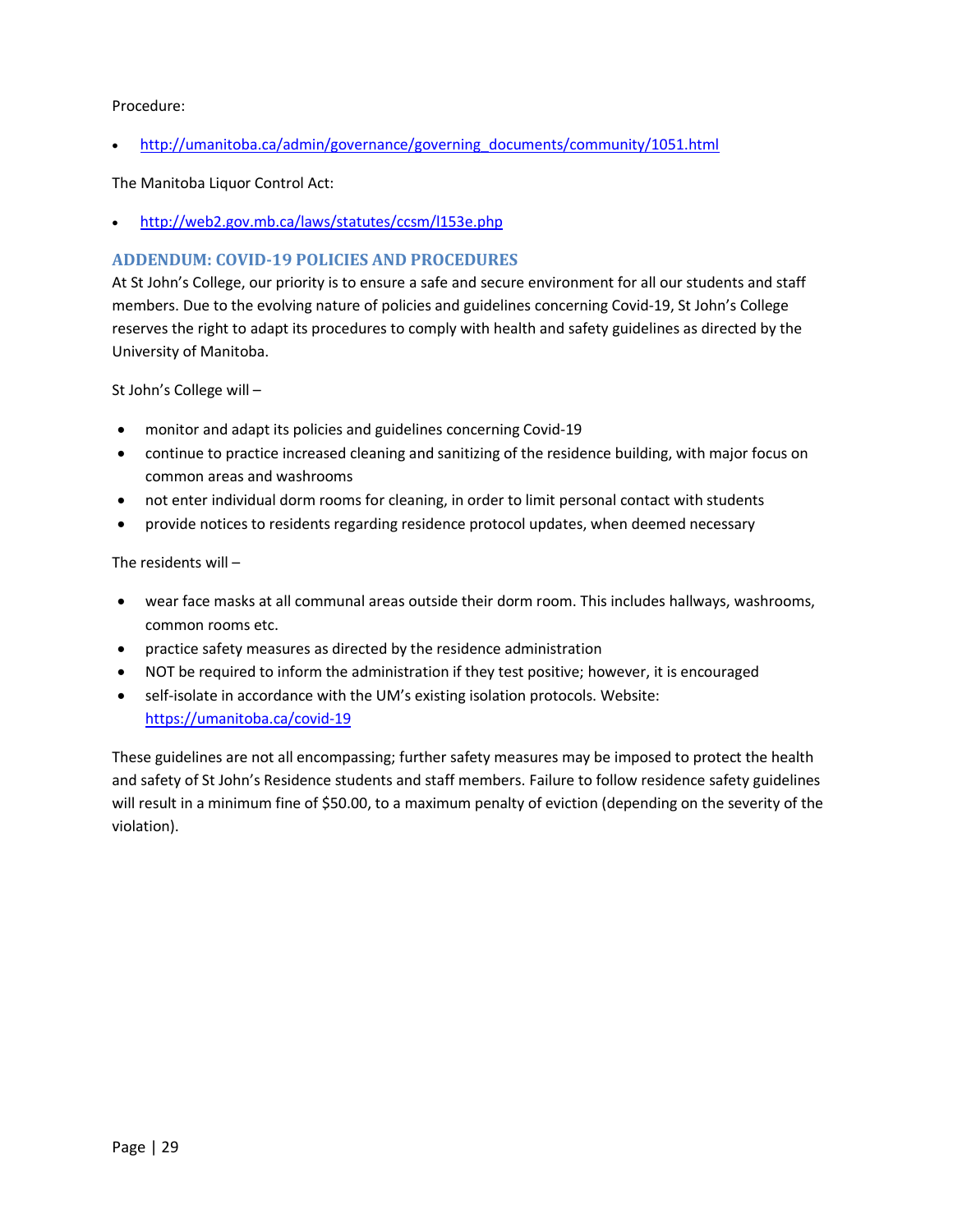Procedure:

- http://umanitoba.ca/admin/governance/governing_documents/community/1051.html

The Manitoba Liquor Control Act:

- http://web2.gov.mb.ca/laws/statutes/ccsm/l153e.php

## ADDENDUM: COVID-19 POLICIES AND PROCEDURES

At St John's College, our priority is to ensure a safe and secure environment for all our students and staff members. Due to the evolving nature of policies and guidelines concerning Covid-19, St John's College reserves the right to adapt its procedures to comply with health and safety guidelines as directed by the University of Manitoba.

St John's College will –

- monitor and adapt its policies and guidelines concerning Covid-19
- continue to practice increased cleaning and sanitizing of the residence building, with major focus on common areas and washrooms
- not enter individual dorm rooms for cleaning, in order to limit personal contact with students
- provide notices to residents regarding residence protocol updates, when deemed necessary

The residents will –

- wear face masks at all communal areas outside their dorm room. This includes hallways, washrooms, common rooms etc.
- practice safety measures as directed by the residence administration
- NOT be required to inform the administration if they test positive; however, it is encouraged
- self-isolate in accordance with the UM's existing isolation protocols. Website: https://umanitoba.ca/covid-19

These guidelines are not all encompassing; further safety measures may be imposed to protect the health and safety of St John's Residence students and staff members. Failure to follow residence safety guidelines will result in a minimum fine of $50.00, to a maximum penalty of eviction (depending on the severity of the violation).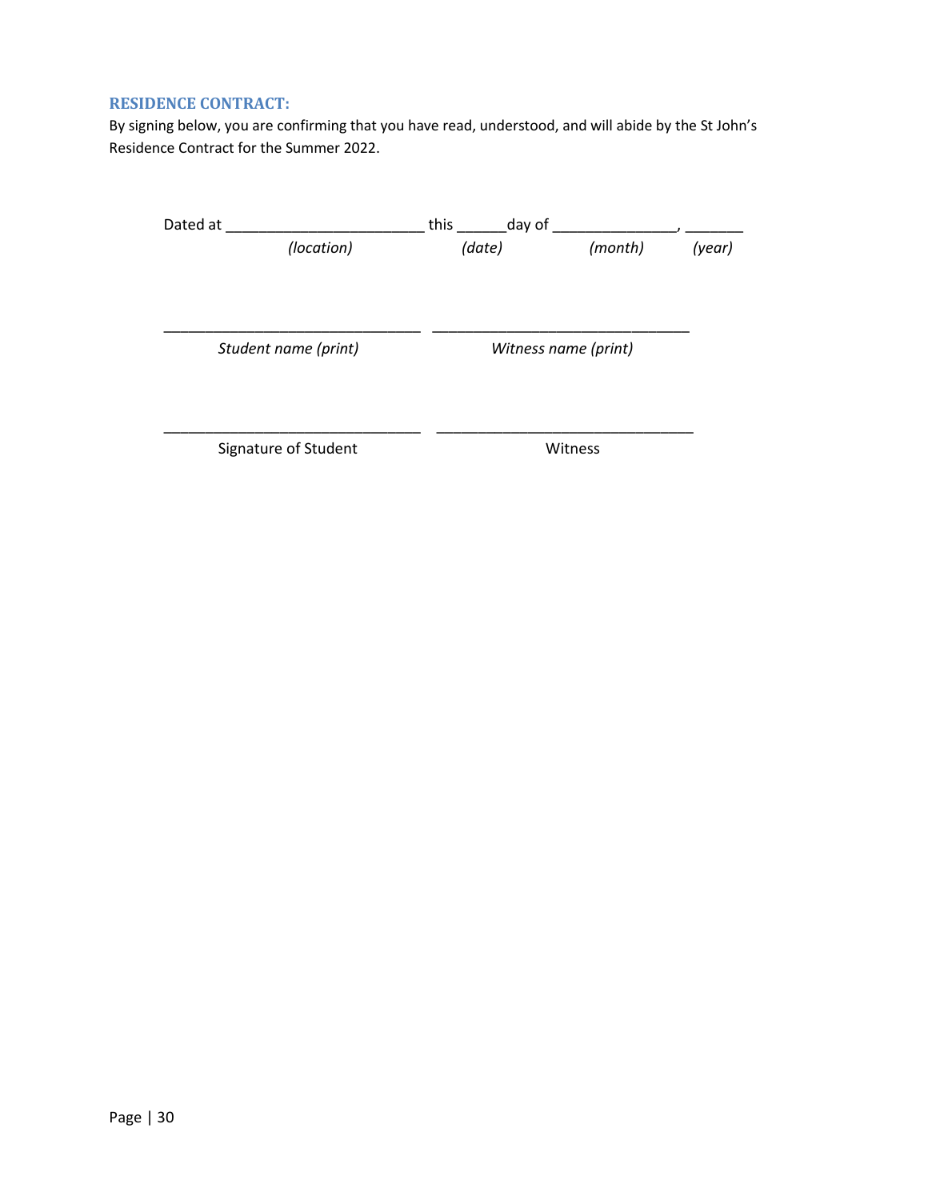## RESIDENCE CONTRACT:

By signing below, you are confirming that you have read, understood, and will abide by the St John's Residence Contract for the Summer 2022.

Dated at ________________________ this ______day of _______________, _______
*(location)* *(date)* *(month)* *(year)*

_______________________________ _______________________________
*Student name (print)* *Witness name (print)*

_______________________________ _______________________________
Signature of Student Witness